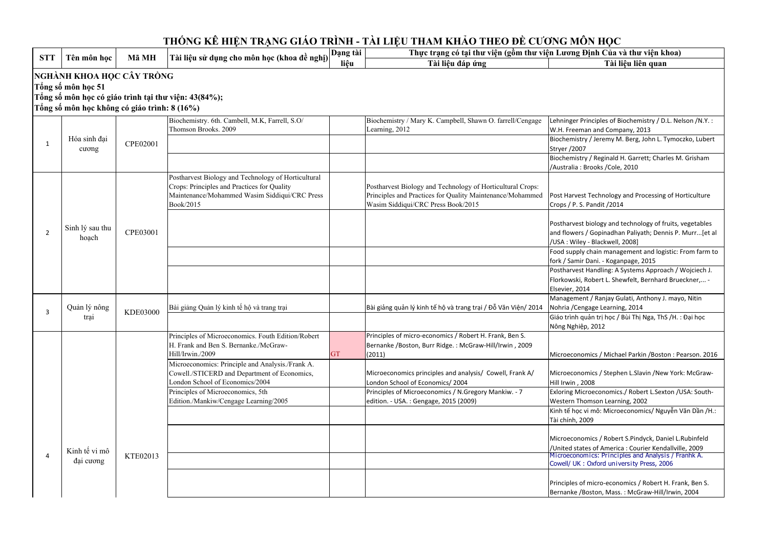# THỐNG KÊ HIỆN TRẠNG GIÁO TRÌNH - TÀI LIỆU THAM KHẢO THEO ĐỀ CƯƠNG MÔN HỌC

| STT | Tên môn học | Mã MH | Tài liệu sử dụng cho môn học (khoa đề nghị) | Dạng tài liệu | Thực trạng có tại thư viện (gồm thư viện Lương Định Của và thư viện khoa) | |
|---|---|---|---|---|---|---|
| | | | | | Tài liệu đáp ứng | Tài liệu liên quan |
| **NGHÀNH KHOA HỌC CÂY TRỒNG** | | | | | | |
| **Tổng số môn học 51** | | | | | | |
| **Tổng số môn học có giáo trình tại thư viện: 43(84%);** | | | | | | |
| **Tổng số môn học không có giáo trình: 8 (16%)** | | | | | | |
| 1 | Hóa sinh đại cương | CPE02001 | Biochemistry. 6th. Cambell, M.K, Farrell, S.O/ Thomson Brooks. 2009 | | Biochemistry / Mary K. Campbell, Shawn O. farrell/Cengage Learning, 2012 | Lehninger Principles of Biochemistry / D.L. Nelson /N.Y. : W.H. Freeman and Company, 2013 |
| | | | | | | Biochemistry / Jeremy M. Berg, John L. Tymoczko, Lubert Stryer /2007 |
| | | | | | | Biochemistry / Reginald H. Garrett; Charles M. Grisham /Australia : Brooks /Cole, 2010 |
| 2 | Sinh lý sau thu hoạch | CPE03001 | Postharvest Biology and Technology of Horticultural Crops: Principles and Practices for Quality Maintenance/Mohammed Wasim Siddiqui/CRC Press Book/2015 | | Postharvest Biology and Technology of Horticultural Crops: Principles and Practices for Quality Maintenance/Mohammed Wasim Siddiqui/CRC Press Book/2015 | Post Harvest Technology and Processing of Horticulture Crops / P. S. Pandit /2014 |
| | | | | | | Postharvest biology and technology of fruits, vegetables and flowers / Gopinadhan Paliyath; Dennis P. Murr...[et al /USA : Wiley - Blackwell, 2008] |
| | | | | | | Food supply chain management and logistic: From farm to fork / Samir Dani. - Koganpage, 2015 |
| | | | | | | Postharvest Handling: A Systems Approach / Wojciech J. Florkowski, Robert L. Shewfelt, Bernhard Brueckner,... - Elsevier, 2014 |
| 3 | Quản lý nông trại | KDE03000 | Bài giảng Quản lý kinh tế hộ và trang trại | | Bài giảng quản lý kinh tế hộ và trang trại / Đỗ Văn Viện/ 2014 | Management / Ranjay Gulati, Anthony J. mayo, Nitin Nohria /Cengage Learning, 2014 |
| | | | | | | Giáo trình quản trị học / Bùi Thị Nga, ThS /H. : Đại học Nông Nghiệp, 2012 |
| 4 | Kinh tế vi mô đại cương | KTE02013 | Principles of Microeconomics. Fouth Edition/Robert H. Frank and Ben S. Bernanke./McGraw-Hill/Irwin./2009 | GT | Principles of micro-economics / Robert H. Frank, Ben S. Bernanke /Boston, Burr Ridge. : McGraw-Hill/Irwin , 2009 (2011) | Microeconomics / Michael Parkin /Boston : Pearson. 2016 |
| | | | Microeconomics: Principle and Analysis./Frank A. Cowell./STICERD and Department of Economics, London School of Economics/2004 | | Microeconomics principles and analysis/ Cowell, Frank A/ London School of Economics/ 2004 | Microeconomics / Stephen L.Slavin /New York: McGraw-Hill Irwin , 2008 |
| | | | Principles of Microeconomics, 5th Edition./Mankiw/Cengage Learning/2005 | | Principles of Microeconomics / N.Gregory Mankiw. - 7 edition. - USA. : Gengage, 2015 (2009) | Exloring Microeconomics./ Robert L.Sexton /USA: South-Western Thomson Learning, 2002 |
| | | | | | | Kinh tế học vi mô: Microeconomics/ Nguyễn Văn Dần /H.: Tài chính, 2009 |
| | | | | | | Microeconomics / Robert S.Pindyck, Daniel L.Rubinfeld /United states of America : Courier Kendallville, 2009 |
| | | | | | | Microeconomics: Principles and Analysis / Franhk A. Cowell/ UK : Oxford university Press, 2006 |
| | | | | | | Principles of micro-economics / Robert H. Frank, Ben S. Bernanke /Boston, Mass. : McGraw-Hill/Irwin, 2004 |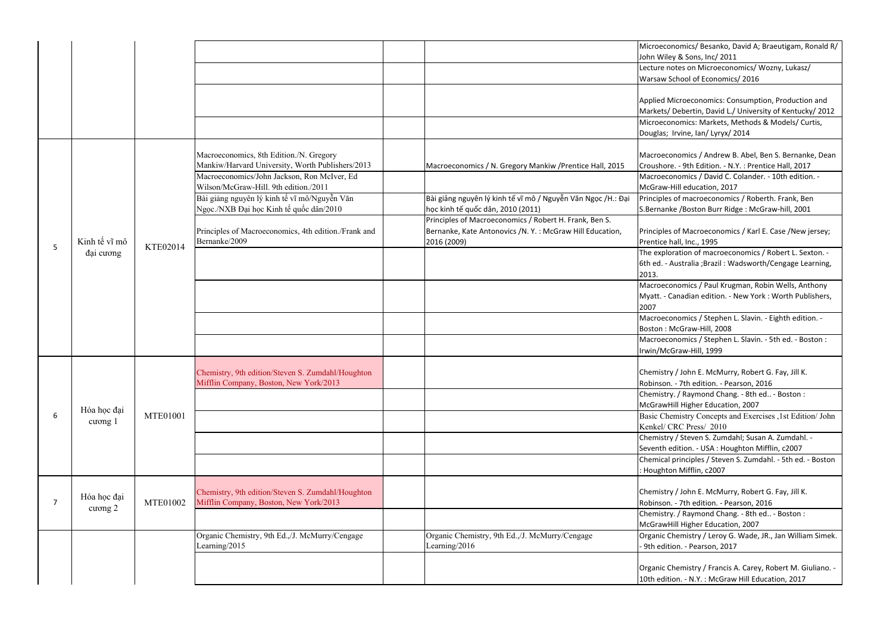| | | | | | | |
|---|---|---|---|---|---|---|
| | | | | | | Microeconomics/ Besanko, David A; Braeutigam, Ronald R/ John Wiley & Sons, Inc/ 2011 |
| | | | | | | Lecture notes on Microeconomics/ Wozny, Lukasz/ Warsaw School of Economics/ 2016 |
| | | | | | | Applied Microeconomics: Consumption, Production and Markets/ Debertin, David L./ University of Kentucky/ 2012 |
| | | | | | | Microeconomics: Markets, Methods & Models/ Curtis, Douglas; Irvine, Ian/ Lyryx/ 2014 |
| 5 | Kinh tế vĩ mô đại cương | KTE02014 | Macroeconomics, 8th Edition./N. Gregory Mankiw/Harvard University, Worth Publishers/2013 | | Macroeconomics / N. Gregory Mankiw /Prentice Hall, 2015 | Macroeconomics / Andrew B. Abel, Ben S. Bernanke, Dean Croushore. - 9th Edition. - N.Y. : Prentice Hall, 2017 |
| | | | Macroeconomics/John Jackson, Ron McIver, Ed Wilson/McGraw-Hill. 9th edition./2011 | | | Macroeconomics / David C. Colander. - 10th edition. - McGraw-Hill education, 2017 |
| | | | Bài giảng nguyên lý kinh tế vĩ mô/Nguyễn Văn Ngọc./NXB Đại học Kinh tế quốc dân/2010 | | Bài giảng nguyên lý kinh tế vĩ mô / Nguyễn Văn Ngọc /H.: Đại học kinh tế quốc dân, 2010 (2011) | Principles of macroeconomics / Roberth. Frank, Ben S.Bernanke /Boston Burr Ridge : McGraw-hill, 2001 |
| | | | Principles of Macroeconomics, 4th edition./Frank and Bernanke/2009 | | Principles of Macroeconomics / Robert H. Frank, Ben S. Bernanke, Kate Antonovics /N. Y. : McGraw Hill Education, 2016 (2009) | Principles of Macroeconomics / Karl E. Case /New jersey; Prentice hall, Inc., 1995 |
| | | | | | | The exploration of macroeconomics / Robert L. Sexton. - 6th ed. - Australia ;Brazil : Wadsworth/Cengage Learning, 2013. |
| | | | | | | Macroeconomics / Paul Krugman, Robin Wells, Anthony Myatt. - Canadian edition. - New York : Worth Publishers, 2007 |
| | | | | | | Macroeconomics / Stephen L. Slavin. - Eighth edition. - Boston : McGraw-Hill, 2008 |
| | | | | | | Macroeconomics / Stephen L. Slavin. - 5th ed. - Boston : Irwin/McGraw-Hill, 1999 |
| 6 | Hóa học đại cương 1 | MTE01001 | Chemistry, 9th edition/Steven S. Zumdahl/Houghton Mifflin Company, Boston, New York/2013 | | | Chemistry / John E. McMurry, Robert G. Fay, Jill K. Robinson. - 7th edition. - Pearson, 2016 |
| | | | | | | Chemistry. / Raymond Chang. - 8th ed.. - Boston : McGrawHill Higher Education, 2007 |
| | | | | | | Basic Chemistry Concepts and Exercises ,1st Edition/ John Kenkel/ CRC Press/ 2010 |
| | | | | | | Chemistry / Steven S. Zumdahl; Susan A. Zumdahl. - Seventh edition. - USA : Houghton Mifflin, c2007 |
| | | | | | | Chemical principles / Steven S. Zumdahl. - 5th ed. - Boston : Houghton Mifflin, c2007 |
| 7 | Hóa học đại cương 2 | MTE01002 | Chemistry, 9th edition/Steven S. Zumdahl/Houghton Mifflin Company, Boston, New York/2013 | | | Chemistry / John E. McMurry, Robert G. Fay, Jill K. Robinson. - 7th edition. - Pearson, 2016 |
| | | | | | | Chemistry. / Raymond Chang. - 8th ed.. - Boston : McGrawHill Higher Education, 2007 |
| | | | Organic Chemistry, 9th Ed.,/J. McMurry/Cengage Learning/2015 | | Organic Chemistry, 9th Ed.,/J. McMurry/Cengage Learning/2016 | Organic Chemistry / Leroy G. Wade, JR., Jan William Simek. - 9th edition. - Pearson, 2017 |
| | | | | | | Organic Chemistry / Francis A. Carey, Robert M. Giuliano. - 10th edition. - N.Y. : McGraw Hill Education, 2017 |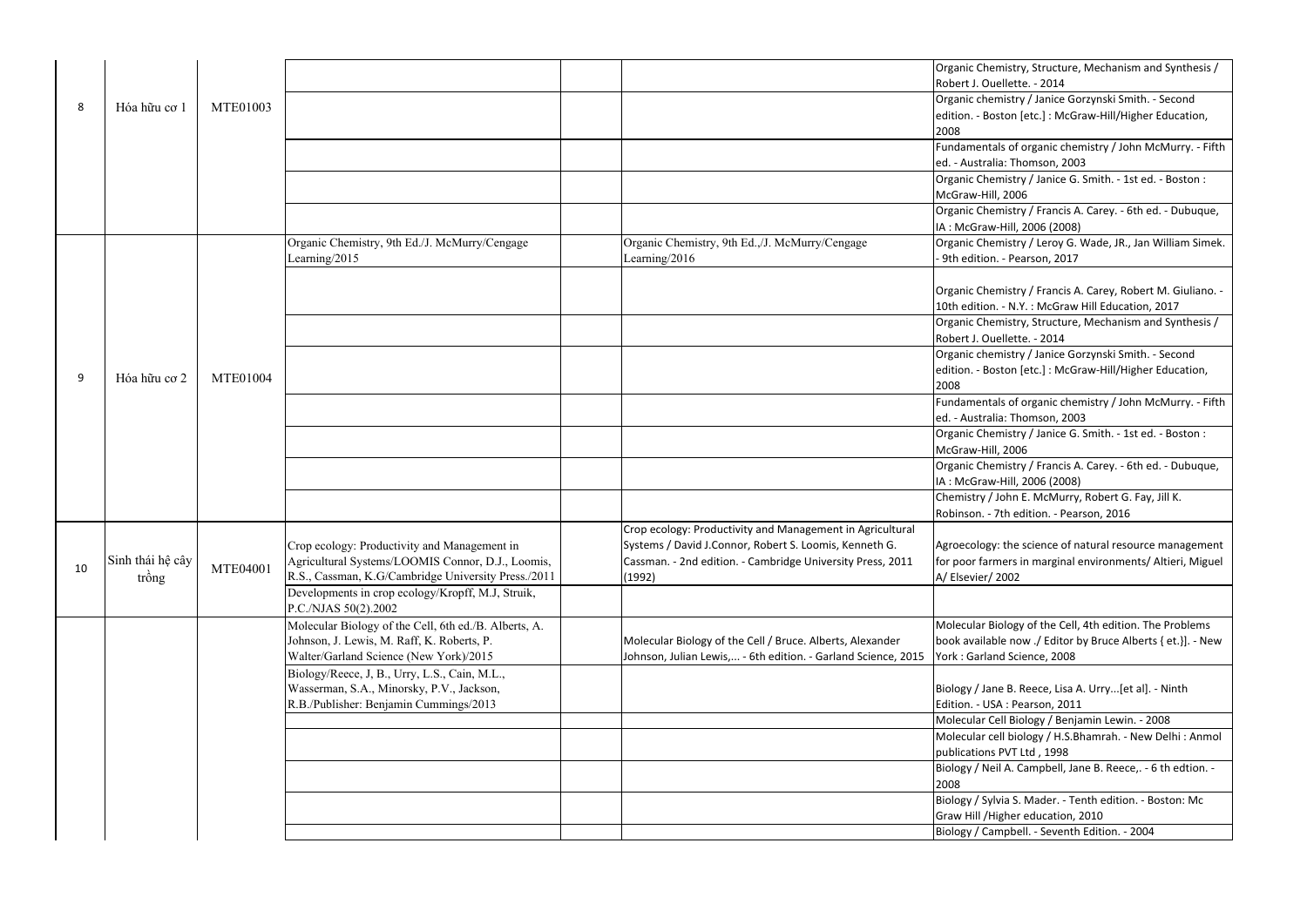| 8 | Hóa hữu cơ 1 | MTE01003 | | | | Organic Chemistry, Structure, Mechanism and Synthesis / Robert J. Ouellette. - 2014 |
|---|---|---|---|---|---|---|
| | | | | | | Organic chemistry / Janice Gorzynski Smith. - Second edition. - Boston [etc.] : McGraw-Hill/Higher Education, 2008 |
| | | | | | | Fundamentals of organic chemistry / John McMurry. - Fifth ed. - Australia: Thomson, 2003 |
| | | | | | | Organic Chemistry / Janice G. Smith. - 1st ed. - Boston : McGraw-Hill, 2006 |
| | | | | | | Organic Chemistry / Francis A. Carey. - 6th ed. - Dubuque, IA : McGraw-Hill, 2006 (2008) |
| 9 | Hóa hữu cơ 2 | MTE01004 | Organic Chemistry, 9th Ed./J. McMurry/Cengage Learning/2015 | | Organic Chemistry, 9th Ed.,/J. McMurry/Cengage Learning/2016 | Organic Chemistry / Leroy G. Wade, JR., Jan William Simek. - 9th edition. - Pearson, 2017 |
| | | | | | | Organic Chemistry / Francis A. Carey, Robert M. Giuliano. - 10th edition. - N.Y. : McGraw Hill Education, 2017 |
| | | | | | | Organic Chemistry, Structure, Mechanism and Synthesis / Robert J. Ouellette. - 2014 |
| | | | | | | Organic chemistry / Janice Gorzynski Smith. - Second edition. - Boston [etc.] : McGraw-Hill/Higher Education, 2008 |
| | | | | | | Fundamentals of organic chemistry / John McMurry. - Fifth ed. - Australia: Thomson, 2003 |
| | | | | | | Organic Chemistry / Janice G. Smith. - 1st ed. - Boston : McGraw-Hill, 2006 |
| | | | | | | Organic Chemistry / Francis A. Carey. - 6th ed. - Dubuque, IA : McGraw-Hill, 2006 (2008) |
| | | | | | | Chemistry / John E. McMurry, Robert G. Fay, Jill K. Robinson. - 7th edition. - Pearson, 2016 |
| 10 | Sinh thái hệ cây trồng | MTE04001 | Crop ecology: Productivity and Management in Agricultural Systems/LOOMIS Connor, D.J., Loomis, R.S., Cassman, K.G/Cambridge University Press./2011 | | Crop ecology: Productivity and Management in Agricultural Systems / David J.Connor, Robert S. Loomis, Kenneth G. Cassman. - 2nd edition. - Cambridge University Press, 2011 (1992) | Agroecology: the science of natural resource management for poor farmers in marginal environments/ Altieri, Miguel A/ Elsevier/ 2002 |
| | | | Developments in crop ecology/Kropff, M.J, Struik, P.C./NJAS 50(2).2002 | | | |
| | | | Molecular Biology of the Cell, 6th ed./B. Alberts, A. Johnson, J. Lewis, M. Raff, K. Roberts, P. Walter/Garland Science (New York)/2015 | | Molecular Biology of the Cell / Bruce. Alberts, Alexander Johnson, Julian Lewis,... - 6th edition. - Garland Science, 2015 | Molecular Biology of the Cell, 4th edition. The Problems book available now ./ Editor by Bruce Alberts { et.}]. - New York : Garland Science, 2008 |
| | | | Biology/Reece, J, B., Urry, L.S., Cain, M.L., Wasserman, S.A., Minorsky, P.V., Jackson, R.B./Publisher: Benjamin Cummings/2013 | | | Biology / Jane B. Reece, Lisa A. Urry...[et al]. - Ninth Edition. - USA : Pearson, 2011 |
| | | | | | | Molecular Cell Biology / Benjamin Lewin. - 2008 |
| | | | | | | Molecular cell biology / H.S.Bhamrah. - New Delhi : Anmol publications PVT Ltd , 1998 |
| | | | | | | Biology / Neil A. Campbell, Jane B. Reece,. - 6 th edtion. - 2008 |
| | | | | | | Biology / Sylvia S. Mader. - Tenth edition. - Boston: Mc Graw Hill /Higher education, 2010 |
| | | | | | | Biology / Campbell. - Seventh Edition. - 2004 |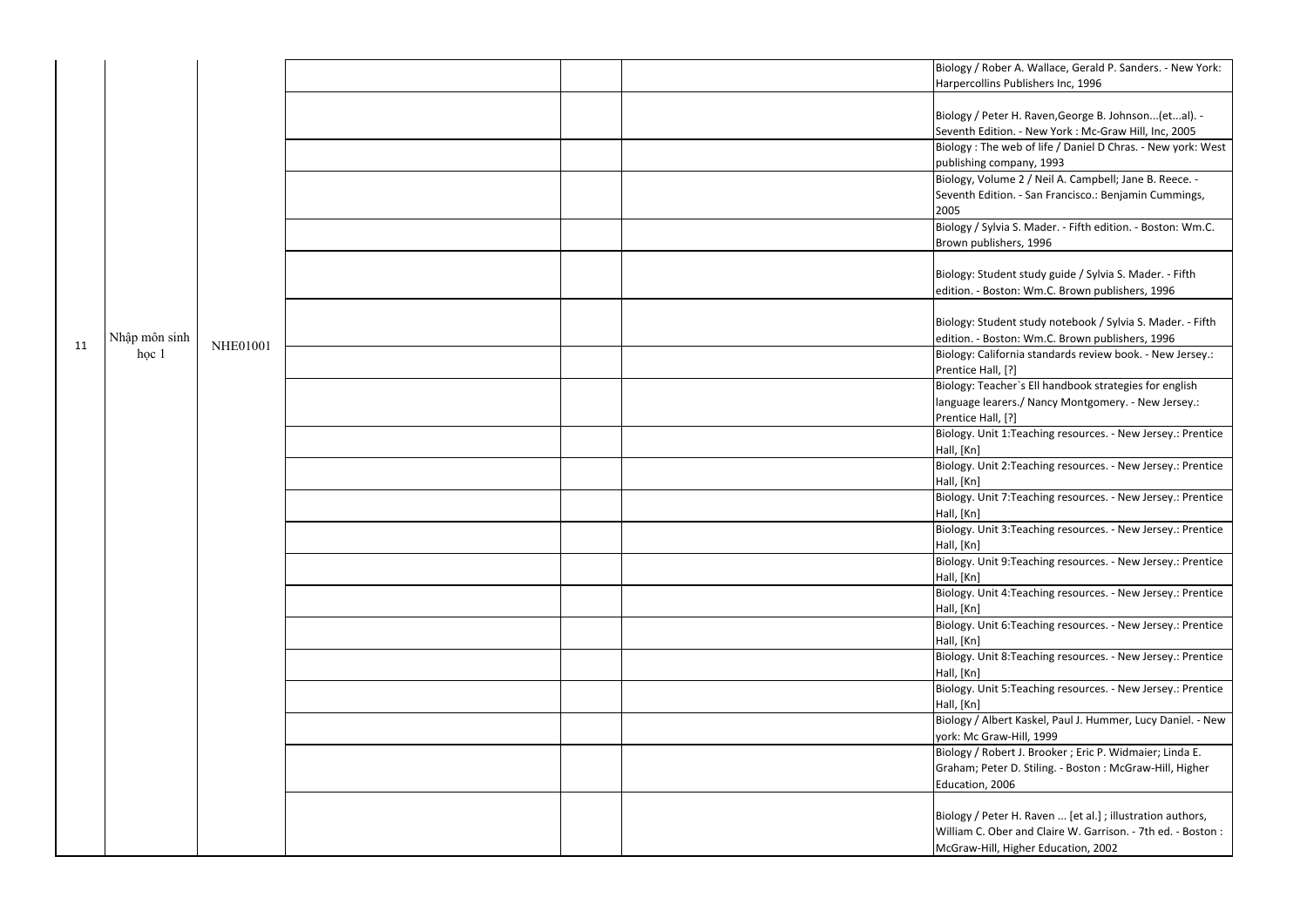| | | | | | | |
|---|---|---|---|---|---|---|
| 11 | Nhập môn sinh học 1 | NHE01001 | | | | Biology / Rober A. Wallace, Gerald P. Sanders. - New York: Harpercollins Publishers Inc, 1996 |
| | | | | | | Biology / Peter H. Raven,George B. Johnson...(et...al). - Seventh Edition. - New York : Mc-Graw Hill, Inc, 2005 |
| | | | | | | Biology : The web of life / Daniel D Chras. - New york: West publishing company, 1993 |
| | | | | | | Biology, Volume 2 / Neil A. Campbell; Jane B. Reece. - Seventh Edition. - San Francisco.: Benjamin Cummings, 2005 |
| | | | | | | Biology / Sylvia S. Mader. - Fifth edition. - Boston: Wm.C. Brown publishers, 1996 |
| | | | | | | Biology: Student study guide / Sylvia S. Mader. - Fifth edition. - Boston: Wm.C. Brown publishers, 1996 |
| | | | | | | Biology: Student study notebook / Sylvia S. Mader. - Fifth edition. - Boston: Wm.C. Brown publishers, 1996 |
| | | | | | | Biology: California standards review book. - New Jersey.: Prentice Hall, [?] |
| | | | | | | Biology: Teacher`s Ell handbook strategies for english language learers./ Nancy Montgomery. - New Jersey.: Prentice Hall, [?] |
| | | | | | | Biology. Unit 1:Teaching resources. - New Jersey.: Prentice Hall, [Kn] |
| | | | | | | Biology. Unit 2:Teaching resources. - New Jersey.: Prentice Hall, [Kn] |
| | | | | | | Biology. Unit 7:Teaching resources. - New Jersey.: Prentice Hall, [Kn] |
| | | | | | | Biology. Unit 3:Teaching resources. - New Jersey.: Prentice Hall, [Kn] |
| | | | | | | Biology. Unit 9:Teaching resources. - New Jersey.: Prentice Hall, [Kn] |
| | | | | | | Biology. Unit 4:Teaching resources. - New Jersey.: Prentice Hall, [Kn] |
| | | | | | | Biology. Unit 6:Teaching resources. - New Jersey.: Prentice Hall, [Kn] |
| | | | | | | Biology. Unit 8:Teaching resources. - New Jersey.: Prentice Hall, [Kn] |
| | | | | | | Biology. Unit 5:Teaching resources. - New Jersey.: Prentice Hall, [Kn] |
| | | | | | | Biology / Albert Kaskel, Paul J. Hummer, Lucy Daniel. - New york: Mc Graw-Hill, 1999 |
| | | | | | | Biology / Robert J. Brooker ; Eric P. Widmaier; Linda E. Graham; Peter D. Stiling. - Boston : McGraw-Hill, Higher Education, 2006 |
| | | | | | | Biology / Peter H. Raven ... [et al.] ; illustration authors, William C. Ober and Claire W. Garrison. - 7th ed. - Boston : McGraw-Hill, Higher Education, 2002 |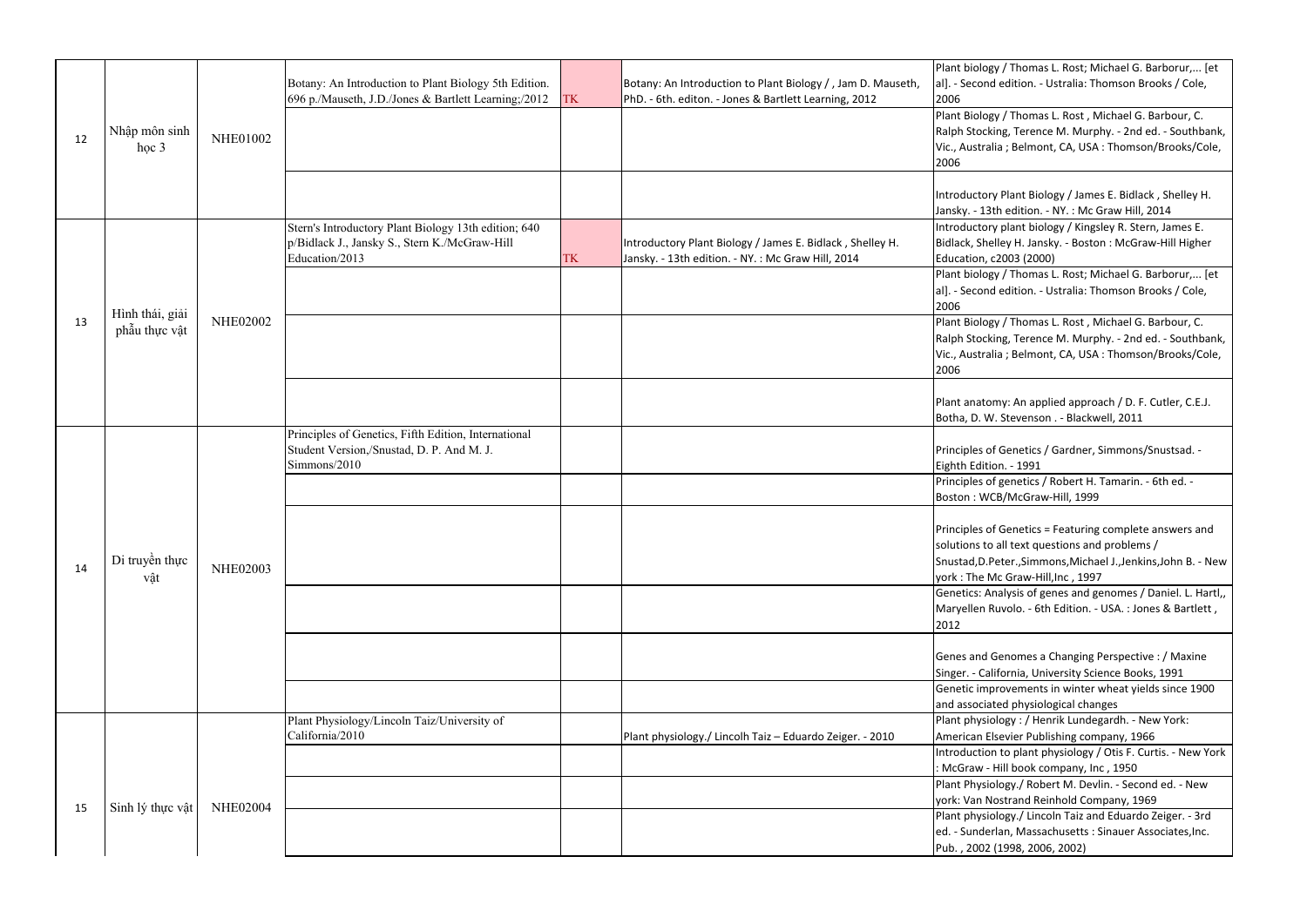| | | | | | | |
|---|---|---|---|---|---|---|
| 12 | Nhập môn sinh học 3 | NHE01002 | Botany: An Introduction to Plant Biology 5th Edition. 696 p./Mauseth, J.D./Jones & Bartlett Learning;/2012 | TK | Botany: An Introduction to Plant Biology / , Jam D. Mauseth, PhD. - 6th. editon. - Jones & Bartlett Learning, 2012 | Plant biology / Thomas L. Rost; Michael G. Barborur,... [et al]. - Second edition. - Ustralia: Thomson Brooks / Cole, 2006 |
| | | | | | | Plant Biology / Thomas L. Rost , Michael G. Barbour, C. Ralph Stocking, Terence M. Murphy. - 2nd ed. - Southbank, Vic., Australia ; Belmont, CA, USA : Thomson/Brooks/Cole, 2006 |
| | | | | | | Introductory Plant Biology / James E. Bidlack , Shelley H. Jansky. - 13th edition. - NY. : Mc Graw Hill, 2014 |
| 13 | Hình thái, giải phẫu thực vật | NHE02002 | Stern's Introductory Plant Biology 13th edition; 640 p/Bidlack J., Jansky S., Stern K./McGraw-Hill Education/2013 | TK | Introductory Plant Biology / James E. Bidlack , Shelley H. Jansky. - 13th edition. - NY. : Mc Graw Hill, 2014 | Introductory plant biology / Kingsley R. Stern, James E. Bidlack, Shelley H. Jansky. - Boston : McGraw-Hill Higher Education, c2003 (2000) |
| | | | | | | Plant biology / Thomas L. Rost; Michael G. Barborur,... [et al]. - Second edition. - Ustralia: Thomson Brooks / Cole, 2006 |
| | | | | | | Plant Biology / Thomas L. Rost , Michael G. Barbour, C. Ralph Stocking, Terence M. Murphy. - 2nd ed. - Southbank, Vic., Australia ; Belmont, CA, USA : Thomson/Brooks/Cole, 2006 |
| | | | | | | Plant anatomy: An applied approach / D. F. Cutler, C.E.J. Botha, D. W. Stevenson . - Blackwell, 2011 |
| 14 | Di truyền thực vật | NHE02003 | Principles of Genetics, Fifth Edition, International Student Version,/Snustad, D. P. And M. J. Simmons/2010 | | | Principles of Genetics / Gardner, Simmons/Snustsad. - Eighth Edition. - 1991 |
| | | | | | | Principles of genetics / Robert H. Tamarin. - 6th ed. - Boston : WCB/McGraw-Hill, 1999 |
| | | | | | | Principles of Genetics = Featuring complete answers and solutions to all text questions and problems / Snustad,D.Peter.,Simmons,Michael J.,Jenkins,John B. - New york : The Mc Graw-Hill,Inc , 1997 |
| | | | | | | Genetics: Analysis of genes and genomes / Daniel. L. Hartl,, Maryellen Ruvolo. - 6th Edition. - USA. : Jones & Bartlett , 2012 |
| | | | | | | Genes and Genomes a Changing Perspective : / Maxine Singer. - California, University Science Books, 1991 |
| | | | | | | Genetic improvements in winter wheat yields since 1900 and associated physiological changes |
| 15 | Sinh lý thực vật | NHE02004 | Plant Physiology/Lincoln Taiz/University of California/2010 | | Plant physiology./ Lincolh Taiz – Eduardo Zeiger. - 2010 | Plant physiology : / Henrik Lundegardh. - New York: American Elsevier Publishing company, 1966 |
| | | | | | | Introduction to plant physiology / Otis F. Curtis. - New York : McGraw - Hill book company, Inc , 1950 |
| | | | | | | Plant Physiology./ Robert M. Devlin. - Second ed. - New york: Van Nostrand Reinhold Company, 1969 |
| | | | | | | Plant physiology./ Lincoln Taiz and Eduardo Zeiger. - 3rd ed. - Sunderlan, Massachusetts : Sinauer Associates,Inc. Pub. , 2002 (1998, 2006, 2002) |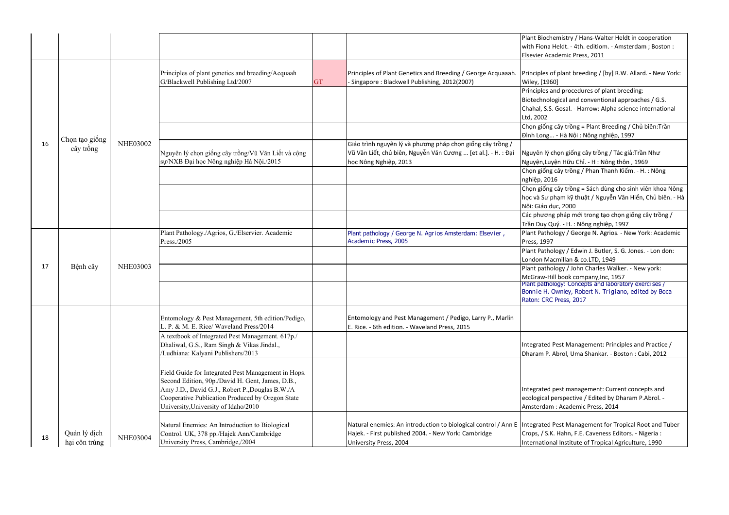| | | | | | | |
|---|---|---|---|---|---|---|
| | | | | | | Plant Biochemistry / Hans-Walter Heldt in cooperation with Fiona Heldt. - 4th. editiom. - Amsterdam ; Boston : Elsevier Academic Press, 2011 |
| 16 | Chọn tạo giống cây trồng | NHE03002 | Principles of plant genetics and breeding/Acquaah G/Blackwell Publishing Ltd/2007 | GT | Principles of Plant Genetics and Breeding / George Acquaaah. - Singapore : Blackwell Publishing, 2012(2007) | Principles of plant breeding / [by] R.W. Allard. - New York: Wiley, [1960] |
| | | | | | | Principles and procedures of plant breeding: Biotechnological and conventional approaches / G.S. Chahal, S.S. Gosal. - Harrow: Alpha science international Ltd, 2002 |
| | | | | | | Chọn giống cây trồng = Plant Breeding / Chủ biên:Trần Đình Long... - Hà Nội : Nông nghiệp, 1997 |
| | | | Nguyên lý chọn giống cây trồng/Vũ Văn Liết và cộng sự/NXB Đại học Nông nghiệp Hà Nội./2015 | | Giáo trình nguyên lý và phương pháp chọn giống cây trồng / Vũ Văn Liết, chủ biên, Nguyễn Văn Cương ... [et al.]. - H. : Đại học Nông Nghiệp, 2013 | Nguyên lý chọn giống cây trồng / Tác giả:Trần Như Nguyên,Luyện Hữu Chỉ. - H : Nông thôn , 1969 |
| | | | | | | Chọn giống cây trồng / Phan Thanh Kiếm. - H. : Nông nghiệp, 2016 |
| | | | | | | Chọn giống cây trồng = Sách dùng cho sinh viên khoa Nông học và Sư phạm kỹ thuật / Nguyễn Văn Hiển, Chủ biên. - Hà Nội: Giáo dục, 2000 |
| | | | | | | Các phương pháp mới trong tạo chọn giống cây trồng / Trần Duy Quý. - H. : Nông nghiệp, 1997 |
| 17 | Bệnh cây | NHE03003 | Plant Pathology./Agrios, G./Elservier. Academic Press./2005 | | Plant pathology / George N. Agrios Amsterdam: Elsevier , Academic Press, 2005 | Plant Pathology / George N. Agrios. - New York: Academic Press, 1997 |
| | | | | | | Plant Pathology / Edwin J. Butler, S. G. Jones. - Lon don: London Macmillan & co.LTD, 1949 |
| | | | | | | Plant pathology / John Charles Walker. - New york: McGraw-Hill book company,Inc, 1957 |
| | | | | | | Plant pathology: Concepts and laboratory exercises / Bonnie H. Ownley, Robert N. Trigiano, edited by Boca Raton: CRC Press, 2017 |
| 18 | Quản lý dịch hại côn trùng | NHE03004 | Entomology & Pest Management, 5th edition/Pedigo, L. P. & M. E. Rice/ Waveland Press/2014 | | Entomology and Pest Management / Pedigo, Larry P., Marlin E. Rice. - 6th edition. - Waveland Press, 2015 | |
| | | | A textbook of Integrated Pest Management. 617p./ Dhaliwal, G.S., Ram Singh & Vikas Jindal., /Ludhiana: Kalyani Publishers/2013 | | | Integrated Pest Management: Principles and Practice / Dharam P. Abrol, Uma Shankar. - Boston : Cabi, 2012 |
| | | | Field Guide for Integrated Pest Management in Hops. Second Edition, 90p./David H. Gent, James, D.B., Amy J.D., David G.J., Robert P.,Douglas B.W./A Cooperative Publication Produced by Oregon State University,University of Idaho/2010 | | | Integrated pest management: Current concepts and ecological perspective / Edited by Dharam P.Abrol. - Amsterdam : Academic Press, 2014 |
| | | | Natural Enemies: An Introduction to Biological Control. UK, 378 pp./Hajek Ann/Cambridge University Press, Cambridge,/2004 | | Natural enemies: An introduction to biological control / Ann E Hajek. - First published 2004. - New York: Cambridge University Press, 2004 | Integrated Pest Management for Tropical Root and Tuber Crops, / S.K. Hahn, F.E. Caveness Editors. - Nigeria : International Institute of Tropical Agriculture, 1990 |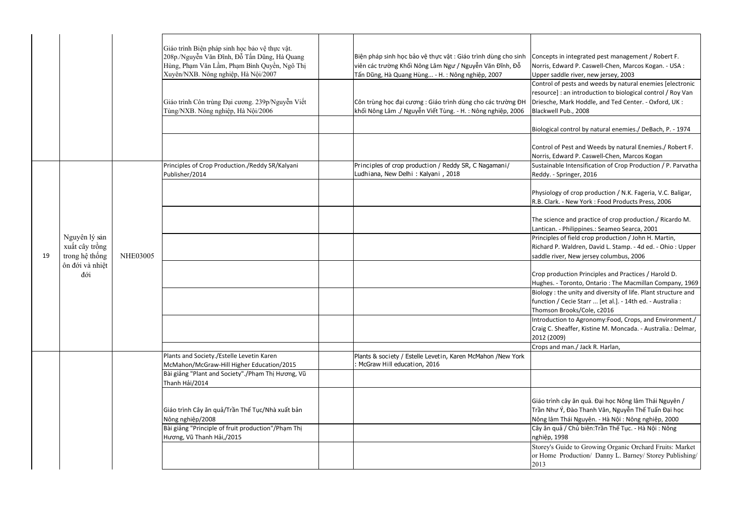| | | | | | | |
|---|---|---|---|---|---|---|
| | | | Giáo trình Biện pháp sinh học bảo vệ thực vật. 208p./Nguyễn Văn Đĩnh, Đỗ Tấn Dũng, Hà Quang Hùng, Phạm Văn Lầm, Phạm Bình Quyền, Ngô Thị Xuyên/NXB. Nông nghiệp, Hà Nội/2007 | | Biện pháp sinh học bảo vệ thực vật : Giáo trình dùng cho sinh viên các trường Khối Nông Lâm Ngư / Nguyễn Văn Đĩnh, Đỗ Tấn Dũng, Hà Quang Hùng... - H. : Nông nghiệp, 2007 | Concepts in integrated pest management / Robert F. Norris, Edward P. Caswell-Chen, Marcos Kogan. - USA : Upper saddle river, new jersey, 2003 |
| | | | Giáo trình Côn trùng Đại cương. 239p/Nguyễn Viết Tùng/NXB. Nông nghiệp, Hà Nội/2006 | | Côn trùng học đại cương : Giáo trình dùng cho các trường ĐH khối Nông Lâm ./ Nguyễn Viết Tùng. - H. : Nông nghiệp, 2006 | Control of pests and weeds by natural enemies [electronic resource] : an introduction to biological control / Roy Van Driesche, Mark Hoddle, and Ted Center. - Oxford, UK : Blackwell Pub., 2008 |
| | | | | | | Biological control by natural enemies./ DeBach, P. - 1974 |
| | | | | | | Control of Pest and Weeds by natural Enemies./ Robert F. Norris, Edward P. Caswell-Chen, Marcos Kogan |
| 19 | Nguyên lý sản xuất cây trồng trong hệ thống ôn đới và nhiệt đới | NHE03005 | Principles of Crop Production./Reddy SR/Kalyani Publisher/2014 | | Principles of crop production / Reddy SR, C Nagamani/ Ludhiana, New Delhi : Kalyani , 2018 | Sustainable Intensification of Crop Production / P. Parvatha Reddy. - Springer, 2016 |
| | | | | | | Physiology of crop production / N.K. Fageria, V.C. Baligar, R.B. Clark. - New York : Food Products Press, 2006 |
| | | | | | | The science and practice of crop production./ Ricardo M. Lantican. - Philippines.: Seameo Searca, 2001 |
| | | | | | | Principles of field crop production / John H. Martin, Richard P. Waldren, David L. Stamp. - 4d ed. - Ohio : Upper saddle river, New jersey columbus, 2006 |
| | | | | | | Crop production Principles and Practices / Harold D. Hughes. - Toronto, Ontario : The Macmillan Company, 1969 |
| | | | | | | Biology : the unity and diversity of life. Plant structure and function / Cecie Starr ... [et al.]. - 14th ed. - Australia : Thomson Brooks/Cole, c2016 |
| | | | | | | Introduction to Agronomy:Food, Crops, and Environment./ Craig C. Sheaffer, Kistine M. Moncada. - Australia.: Delmar, 2012 (2009) |
| | | | | | | Crops and man./ Jack R. Harlan, |
| | | | Plants and Society./Estelle Levetin Karen McMahon/McGraw-Hill Higher Education/2015 | | Plants & society / Estelle Levetin, Karen McMahon /New York : McGraw Hill education, 2016 | |
| | | | Bài giảng "Plant and Society"./Phạm Thị Hương, Vũ Thanh Hải/2014 | | | |
| | | | Giáo trình Cây ăn quả/Trần Thế Tục/Nhà xuất bản Nông nghiệp/2008 | | | Giáo trình cây ăn quả. Đại học Nông lâm Thái Nguyên / Trần Như Ý, Đào Thanh Vân, Nguyễn Thế Tuấn Đại học Nông lâm Thái Nguyên. - Hà Nội : Nông nghiệp, 2000 |
| | | | Bài giảng "Principle of fruit production"/Phạm Thị Hương, Vũ Thanh Hải,/2015 | | | Cây ăn quả / Chủ biên:Trần Thế Tục. - Hà Nội : Nông nghiệp, 1998 |
| | | | | | | Storey's Guide to Growing Organic Orchard Fruits: Market or Home Production/ Danny L. Barney/ Storey Publishing/ 2013 |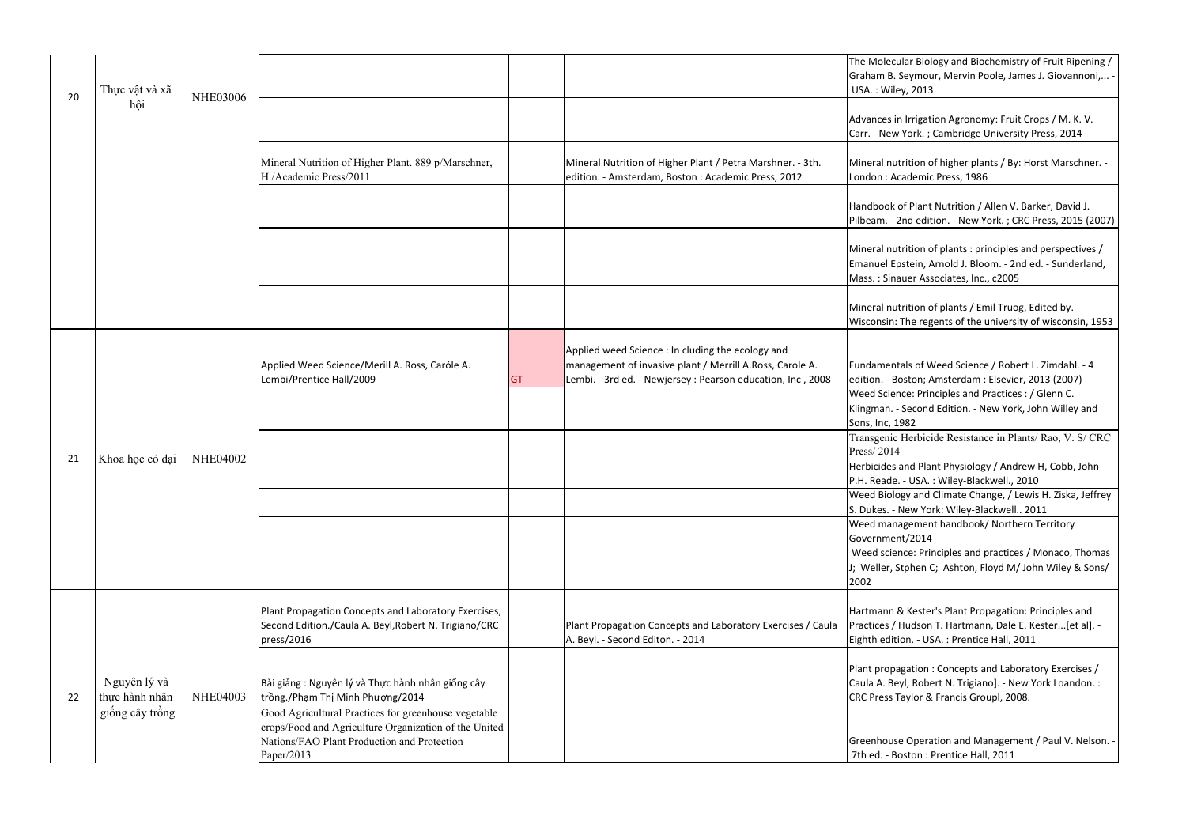| | | | | | | |
|---|---|---|---|---|---|---|
| 20 | Thực vật và xã hội | NHE03006 | | | | The Molecular Biology and Biochemistry of Fruit Ripening / Graham B. Seymour, Mervin Poole, James J. Giovannoni,... - USA. : Wiley, 2013 |
| | | | | | | Advances in Irrigation Agronomy: Fruit Crops / M. K. V. Carr. - New York. ; Cambridge University Press, 2014 |
| | | | Mineral Nutrition of Higher Plant. 889 p/Marschner, H./Academic Press/2011 | | Mineral Nutrition of Higher Plant / Petra Marshner. - 3th. edition. - Amsterdam, Boston : Academic Press, 2012 | Mineral nutrition of higher plants / By: Horst Marschner. - London : Academic Press, 1986 |
| | | | | | | Handbook of Plant Nutrition / Allen V. Barker, David J. Pilbeam. - 2nd edition. - New York. ; CRC Press, 2015 (2007) |
| | | | | | | Mineral nutrition of plants : principles and perspectives / Emanuel Epstein, Arnold J. Bloom. - 2nd ed. - Sunderland, Mass. : Sinauer Associates, Inc., c2005 |
| | | | | | | Mineral nutrition of plants / Emil Truog, Edited by. - Wisconsin: The regents of the university of wisconsin, 1953 |
| 21 | Khoa học cỏ dại | NHE04002 | Applied Weed Science/Merill A. Ross, Caróle A. Lembi/Prentice Hall/2009 | GT | Applied weed Science : In cluding the ecology and management of invasive plant / Merrill A.Ross, Carole A. Lembi. - 3rd ed. - Newjersey : Pearson education, Inc , 2008 | Fundamentals of Weed Science / Robert L. Zimdahl. - 4 edition. - Boston; Amsterdam : Elsevier, 2013 (2007) |
| | | | | | | Weed Science: Principles and Practices : / Glenn C. Klingman. - Second Edition. - New York, John Willey and Sons, Inc, 1982 |
| | | | | | | Transgenic Herbicide Resistance in Plants/ Rao, V. S/ CRC Press/ 2014 |
| | | | | | | Herbicides and Plant Physiology / Andrew H, Cobb, John P.H. Reade. - USA. : Wiley-Blackwell., 2010 |
| | | | | | | Weed Biology and Climate Change, / Lewis H. Ziska, Jeffrey S. Dukes. - New York: Wiley-Blackwell.. 2011 |
| | | | | | | Weed management handbook/ Northern Territory Government/2014 |
| | | | | | | Weed science: Principles and practices / Monaco, Thomas J; Weller, Stphen C; Ashton, Floyd M/ John Wiley & Sons/ 2002 |
| 22 | Nguyên lý và thực hành nhân giống cây trồng | NHE04003 | Plant Propagation Concepts and Laboratory Exercises, Second Edition./Caula A. Beyl,Robert N. Trigiano/CRC press/2016 | | Plant Propagation Concepts and Laboratory Exercises / Caula A. Beyl. - Second Editon. - 2014 | Hartmann & Kester's Plant Propagation: Principles and Practices / Hudson T. Hartmann, Dale E. Kester...[et al]. - Eighth edition. - USA. : Prentice Hall, 2011 |
| | | | Bài giảng : Nguyên lý và Thực hành nhân giống cây trồng./Phạm Thị Minh Phượng/2014 | | | Plant propagation : Concepts and Laboratory Exercises / Caula A. Beyl, Robert N. Trigiano]. - New York Loandon. : CRC Press Taylor & Francis Groupl, 2008. |
| | | | Good Agricultural Practices for greenhouse vegetable crops/Food and Agriculture Organization of the United Nations/FAO Plant Production and Protection Paper/2013 | | | Greenhouse Operation and Management / Paul V. Nelson. - 7th ed. - Boston : Prentice Hall, 2011 |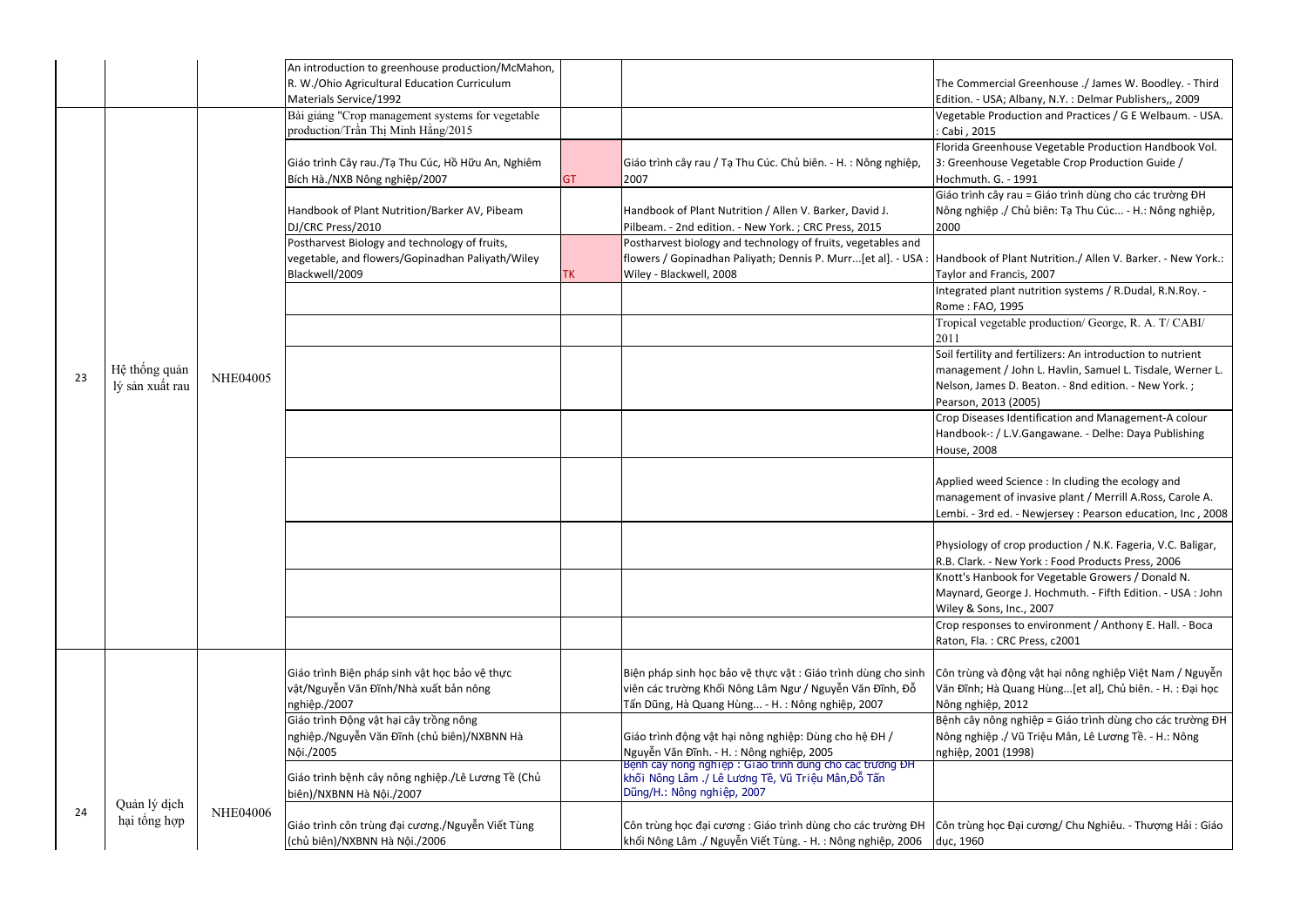| | | | | | | |
|---|---|---|---|---|---|---|
| | | | An introduction to greenhouse production/McMahon, R. W./Ohio Agricultural Education Curriculum Materials Service/1992 | | | The Commercial Greenhouse ./ James W. Boodley. - Third Edition. - USA; Albany, N.Y. : Delmar Publishers,, 2009 |
| 23 | Hệ thống quản lý sản xuất rau | NHE04005 | Bài giảng "Crop management systems for vegetable production/Trần Thị Minh Hằng/2015 | | | Vegetable Production and Practices / G E Welbaum. - USA. : Cabi , 2015 |
| | | | Giáo trình Cây rau./Tạ Thu Cúc, Hồ Hữu An, Nghiêm Bích Hà./NXB Nông nghiệp/2007 | GT | Giáo trình cây rau / Tạ Thu Cúc. Chủ biên. - H. : Nông nghiệp, 2007 | Florida Greenhouse Vegetable Production Handbook Vol. 3: Greenhouse Vegetable Crop Production Guide / Hochmuth. G. - 1991 |
| | | | Handbook of Plant Nutrition/Barker AV, Pibeam DJ/CRC Press/2010 | | Handbook of Plant Nutrition / Allen V. Barker, David J. Pilbeam. - 2nd edition. - New York. ; CRC Press, 2015 | Giáo trình cây rau = Giáo trình dùng cho các trường ĐH Nông nghiệp ./ Chủ biên: Tạ Thu Cúc... - H.: Nông nghiệp, 2000 |
| | | | Postharvest Biology and technology of fruits, vegetable, and flowers/Gopinadhan Paliyath/Wiley Blackwell/2009 | TK | Postharvest biology and technology of fruits, vegetables and flowers / Gopinadhan Paliyath; Dennis P. Murr...[et al]. - USA : Wiley - Blackwell, 2008 | Handbook of Plant Nutrition./ Allen V. Barker. - New York.: Taylor and Francis, 2007 |
| | | | | | | Integrated plant nutrition systems / R.Dudal, R.N.Roy. - Rome : FAO, 1995 |
| | | | | | | Tropical vegetable production/ George, R. A. T/ CABI/ 2011 |
| | | | | | | Soil fertility and fertilizers: An introduction to nutrient management / John L. Havlin, Samuel L. Tisdale, Werner L. Nelson, James D. Beaton. - 8nd edition. - New York. ; Pearson, 2013 (2005) |
| | | | | | | Crop Diseases Identification and Management-A colour Handbook-: / L.V.Gangawane. - Delhe: Daya Publishing House, 2008 |
| | | | | | | Applied weed Science : In cluding the ecology and management of invasive plant / Merrill A.Ross, Carole A. Lembi. - 3rd ed. - Newjersey : Pearson education, Inc , 2008 |
| | | | | | | Physiology of crop production / N.K. Fageria, V.C. Baligar, R.B. Clark. - New York : Food Products Press, 2006 |
| | | | | | | Knott's Hanbook for Vegetable Growers / Donald N. Maynard, George J. Hochmuth. - Fifth Edition. - USA : John Wiley & Sons, Inc., 2007 |
| | | | | | | Crop responses to environment / Anthony E. Hall. - Boca Raton, Fla. : CRC Press, c2001 |
| 24 | Quản lý dịch hại tổng hợp | NHE04006 | Giáo trình Biện pháp sinh vật học bảo vệ thực vật/Nguyễn Văn Đĩnh/Nhà xuất bản nông nghiệp./2007 | | Biện pháp sinh học bảo vệ thực vật : Giáo trình dùng cho sinh viên các trường Khối Nông Lâm Ngư / Nguyễn Văn Đĩnh, Đỗ Tấn Dũng, Hà Quang Hùng... - H. : Nông nghiệp, 2007 | Côn trùng và động vật hại nông nghiệp Việt Nam / Nguyễn Văn Đĩnh; Hà Quang Hùng...[et al], Chủ biên. - H. : Đại học Nông nghiệp, 2012 |
| | | | Giáo trình Động vật hại cây trồng nông nghiệp./Nguyễn Văn Đĩnh (chủ biên)/NXBNN Hà Nội./2005 | | Giáo trình động vật hại nông nghiệp: Dùng cho hệ ĐH / Nguyễn Văn Đĩnh. - H. : Nông nghiệp, 2005 | Bệnh cây nông nghiệp = Giáo trình dùng cho các trường ĐH Nông nghiệp ./ Vũ Triệu Mân, Lê Lương Tề. - H.: Nông nghiệp, 2001 (1998) |
| | | | Giáo trình bệnh cây nông nghiệp./Lê Lương Tề (Chủ biên)/NXBNN Hà Nội./2007 | | Bệnh cây nông nghiệp : Giáo trình dùng cho các trường ĐH khối Nông Lâm ./ Lê Lương Tề, Vũ Triệu Mân,Đỗ Tấn Dũng/H.: Nông nghiệp, 2007 | |
| | | | Giáo trình côn trùng đại cương./Nguyễn Viết Tùng (chủ biên)/NXBNN Hà Nội./2006 | | Côn trùng học đại cương : Giáo trình dùng cho các trường ĐH khối Nông Lâm ./ Nguyễn Viết Tùng. - H. : Nông nghiệp, 2006 | Côn trùng học Đại cương/ Chu Nghiêu. - Thượng Hải : Giáo dục, 1960 |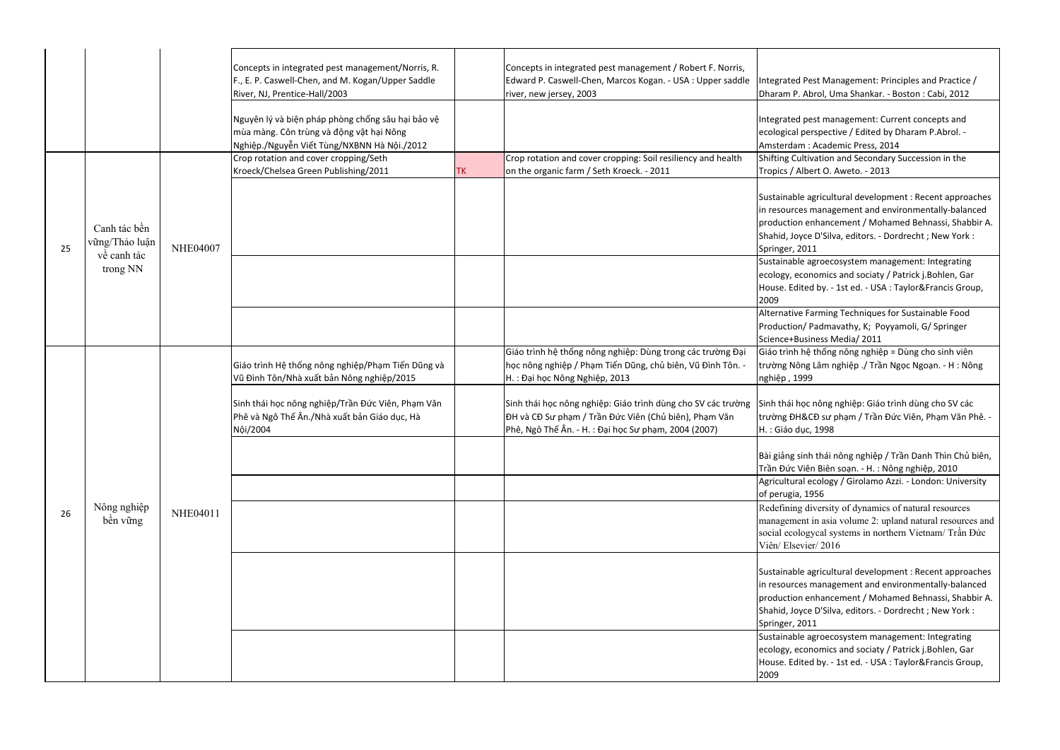| | | | | | | |
|---|---|---|---|---|---|---|
| | | | Concepts in integrated pest management/Norris, R. F., E. P. Caswell-Chen, and M. Kogan/Upper Saddle River, NJ, Prentice-Hall/2003 | | Concepts in integrated pest management / Robert F. Norris, Edward P. Caswell-Chen, Marcos Kogan. - USA : Upper saddle river, new jersey, 2003 | Integrated Pest Management: Principles and Practice / Dharam P. Abrol, Uma Shankar. - Boston : Cabi, 2012 |
| | | | Nguyên lý và biện pháp phòng chống sâu hại bảo vệ mùa màng. Côn trùng và động vật hại Nông Nghiệp./Nguyễn Viết Tùng/NXBNN Hà Nội./2012 | | | Integrated pest management: Current concepts and ecological perspective / Edited by Dharam P.Abrol. - Amsterdam : Academic Press, 2014 |
| 25 | Canh tác bền vững/Thảo luận về canh tác trong NN | NHE04007 | Crop rotation and cover cropping/Seth Kroeck/Chelsea Green Publishing/2011 | TK | Crop rotation and cover cropping: Soil resiliency and health on the organic farm / Seth Kroeck. - 2011 | Shifting Cultivation and Secondary Succession in the Tropics / Albert O. Aweto. - 2013 |
| | | | | | | Sustainable agricultural development : Recent approaches in resources management and environmentally-balanced production enhancement / Mohamed Behnassi, Shabbir A. Shahid, Joyce D'Silva, editors. - Dordrecht ; New York : Springer, 2011 |
| | | | | | | Sustainable agroecosystem management: Integrating ecology, economics and sociaty / Patrick j.Bohlen, Gar House. Edited by. - 1st ed. - USA : Taylor&Francis Group, 2009 |
| | | | | | | Alternative Farming Techniques for Sustainable Food Production/ Padmavathy, K; Poyyamoli, G/ Springer Science+Business Media/ 2011 |
| 26 | Nông nghiệp bền vững | NHE04011 | Giáo trình Hệ thống nông nghiệp/Phạm Tiến Dũng và Vũ Đình Tôn/Nhà xuất bản Nông nghiệp/2015 | | Giáo trình hệ thống nông nghiệp: Dùng trong các trường Đại học nông nghiệp / Phạm Tiến Dũng, chủ biên, Vũ Đình Tôn. - H. : Đại học Nông Nghiệp, 2013 | Giáo trình hệ thống nông nghiệp = Dùng cho sinh viên trường Nông Lâm nghiệp ./ Trần Ngọc Ngoạn. - H : Nông nghiệp , 1999 |
| | | | Sinh thái học nông nghiệp/Trần Đức Viên, Phạm Văn Phê và Ngô Thế Ân./Nhà xuất bản Giáo dục, Hà Nội/2004 | | Sinh thái học nông nghiệp: Giáo trình dùng cho SV các trường ĐH và CĐ Sư phạm / Trần Đức Viên (Chủ biên), Phạm Văn Phê, Ngô Thế Ân. - H. : Đại học Sư phạm, 2004 (2007) | Sinh thái học nông nghiệp: Giáo trình dùng cho SV các trường ĐH&CĐ sư phạm / Trần Đức Viên, Phạm Văn Phê. - H. : Giáo dục, 1998 |
| | | | | | | Bài giảng sinh thái nông nghiệp / Trần Danh Thìn Chủ biên, Trần Đức Viên Biên soạn. - H. : Nông nghiệp, 2010 |
| | | | | | | Agricultural ecology / Girolamo Azzi. - London: University of perugia, 1956 |
| | | | | | | Redefining diversity of dynamics of natural resources management in asia volume 2: upland natural resources and social ecologycal systems in northern Vietnam/ Trần Đức Viên/ Elsevier/ 2016 |
| | | | | | | Sustainable agricultural development : Recent approaches in resources management and environmentally-balanced production enhancement / Mohamed Behnassi, Shabbir A. Shahid, Joyce D'Silva, editors. - Dordrecht ; New York : Springer, 2011 |
| | | | | | | Sustainable agroecosystem management: Integrating ecology, economics and sociaty / Patrick j.Bohlen, Gar House. Edited by. - 1st ed. - USA : Taylor&Francis Group, 2009 |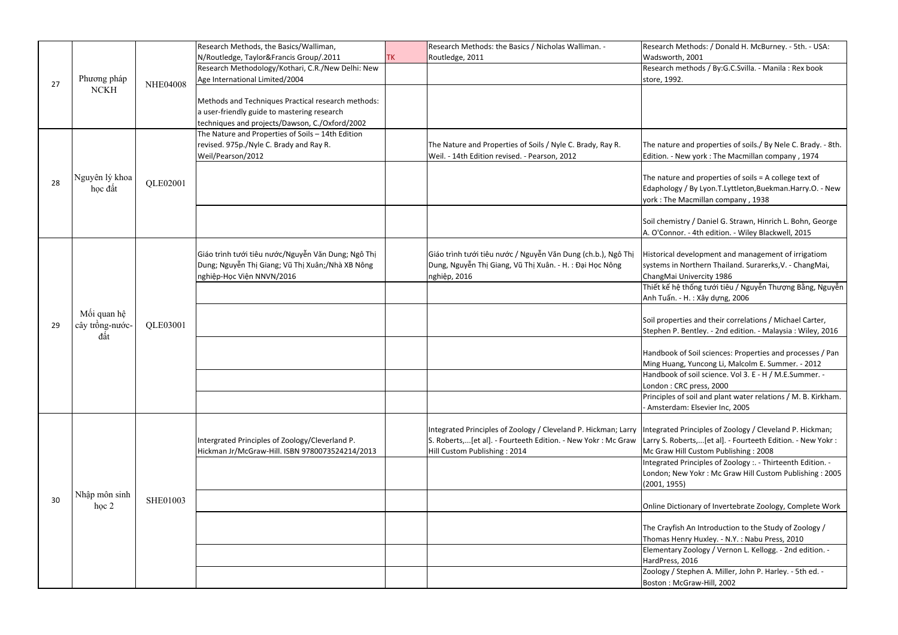| | | | | | | |
|---|---|---|---|---|---|---|
| 27 | Phương pháp NCKH | NHE04008 | Research Methods, the Basics/Walliman, N/Routledge, Taylor&Francis Group/.2011 | TK | Research Methods: the Basics / Nicholas Walliman. - Routledge, 2011 | Research Methods: / Donald H. McBurney. - 5th. - USA: Wadsworth, 2001 |
| | | | Research Methodology/Kothari, C.R./New Delhi: New Age International Limited/2004 | | | Research methods / By:G.C.Svilla. - Manila : Rex book store, 1992. |
| | | | Methods and Techniques Practical research methods: a user-friendly guide to mastering research techniques and projects/Dawson, C./Oxford/2002 | | | |
| 28 | Nguyên lý khoa học đất | QLE02001 | The Nature and Properties of Soils – 14th Edition revised. 975p./Nyle C. Brady and Ray R. Weil/Pearson/2012 | | The Nature and Properties of Soils / Nyle C. Brady, Ray R. Weil. - 14th Edition revised. - Pearson, 2012 | The nature and properties of soils./ By Nele C. Brady. - 8th. Edition. - New york : The Macmillan company , 1974 |
| | | | | | | The nature and properties of soils = A college text of Edaphology / By Lyon.T.Lyttleton,Buekman.Harry.O. - New york : The Macmillan company , 1938 |
| | | | | | | Soil chemistry / Daniel G. Strawn, Hinrich L. Bohn, George A. O'Connor. - 4th edition. - Wiley Blackwell, 2015 |
| 29 | Mối quan hệ cây trồng-nước-đất | QLE03001 | Giáo trình tưới tiêu nước/Nguyễn Văn Dung; Ngô Thị Dung; Nguyễn Thị Giang; Vũ Thị Xuân;/Nhà XB Nông nghiệp-Học Viện NNVN/2016 | | Giáo trình tưới tiêu nước / Nguyễn Văn Dung (ch.b.), Ngô Thị Dung, Nguyễn Thị Giang, Vũ Thị Xuân. - H. : Đại Học Nông nghiệp, 2016 | Historical development and management of irrigatiom systems in Northern Thailand. Surarerks,V. - ChangMai, ChangMai Univercity 1986 |
| | | | | | | Thiết kế hệ thống tưới tiêu / Nguyễn Thượng Bằng, Nguyễn Anh Tuấn. - H. : Xây dựng, 2006 |
| | | | | | | Soil properties and their correlations / Michael Carter, Stephen P. Bentley. - 2nd edition. - Malaysia : Wiley, 2016 |
| | | | | | | Handbook of Soil sciences: Properties and processes / Pan Ming Huang, Yuncong Li, Malcolm E. Summer. - 2012 |
| | | | | | | Handbook of soil science. Vol 3. E - H / M.E.Summer. - London : CRC press, 2000 |
| | | | | | | Principles of soil and plant water relations / M. B. Kirkham. - Amsterdam: Elsevier Inc, 2005 |
| 30 | Nhập môn sinh học 2 | SHE01003 | Intergrated Principles of Zoology/Cleverland P. Hickman Jr/McGraw-Hill. ISBN 9780073524214/2013 | | Integrated Principles of Zoology / Cleveland P. Hickman; Larry S. Roberts,...[et al]. - Fourteeth Edition. - New Yokr : Mc Graw Hill Custom Publishing : 2014 | Integrated Principles of Zoology / Cleveland P. Hickman; Larry S. Roberts,...[et al]. - Fourteeth Edition. - New Yokr : Mc Graw Hill Custom Publishing : 2008 |
| | | | | | | Integrated Principles of Zoology :. - Thirteenth Edition. - London; New Yokr : Mc Graw Hill Custom Publishing : 2005 (2001, 1955) |
| | | | | | | Online Dictionary of Invertebrate Zoology, Complete Work |
| | | | | | | The Crayfish An Introduction to the Study of Zoology / Thomas Henry Huxley. - N.Y. : Nabu Press, 2010 |
| | | | | | | Elementary Zoology / Vernon L. Kellogg. - 2nd edition. - HardPress, 2016 |
| | | | | | | Zoology / Stephen A. Miller, John P. Harley. - 5th ed. - Boston : McGraw-Hill, 2002 |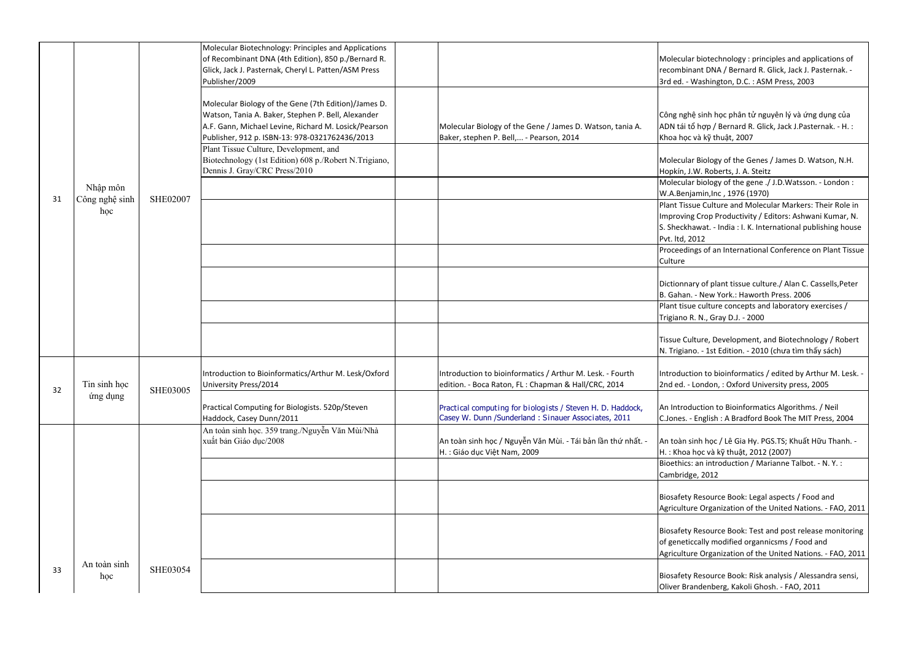| 31 | Nhập môn Công nghệ sinh học | SHE02007 | Molecular Biotechnology: Principles and Applications of Recombinant DNA (4th Edition), 850 p./Bernard R. Glick, Jack J. Pasternak, Cheryl L. Patten/ASM Press Publisher/2009 | | | Molecular biotechnology : principles and applications of recombinant DNA / Bernard R. Glick, Jack J. Pasternak. - 3rd ed. - Washington, D.C. : ASM Press, 2003 |
|---|---|---|---|---|---|---|
| | | | Molecular Biology of the Gene (7th Edition)/James D. Watson, Tania A. Baker, Stephen P. Bell, Alexander A.F. Gann, Michael Levine, Richard M. Losick/Pearson Publisher, 912 p. ISBN-13: 978-0321762436/2013 | | Molecular Biology of the Gene / James D. Watson, tania A. Baker, stephen P. Bell,... - Pearson, 2014 | Công nghệ sinh học phân tử nguyên lý và ứng dụng của ADN tái tổ hợp / Bernard R. Glick, Jack J.Pasternak. - H. : Khoa học và kỹ thuật, 2007 |
| | | | Plant Tissue Culture, Development, and Biotechnology (1st Edition) 608 p./Robert N.Trigiano, Dennis J. Gray/CRC Press/2010 | | | Molecular Biology of the Genes / James D. Watson, N.H. Hopkín, J.W. Roberts, J. A. Steitz |
| | | | | | | Molecular biology of the gene ./ J.D.Watsson. - London : W.A.Benjamin,Inc , 1976 (1970) |
| | | | | | | Plant Tissue Culture and Molecular Markers: Their Role in Improving Crop Productivity / Editors: Ashwani Kumar, N. S. Sheckhawat. - India : I. K. International publishing house Pvt. ltd, 2012 |
| | | | | | | Proceedings of an International Conference on Plant Tissue Culture |
| | | | | | | Dictionnary of plant tissue culture./ Alan C. Cassells,Peter B. Gahan. - New York.: Haworth Press. 2006 |
| | | | | | | Plant tisue culture concepts and laboratory exercises / Trigiano R. N., Gray D.J. - 2000 |
| | | | | | | Tissue Culture, Development, and Biotechnology / Robert N. Trigiano. - 1st Edition. - 2010 (chưa tìm thấy sách) |
| 32 | Tin sinh học ứng dụng | SHE03005 | Introduction to Bioinformatics/Arthur M. Lesk/Oxford University Press/2014 | | Introduction to bioinformatics / Arthur M. Lesk. - Fourth edition. - Boca Raton, FL : Chapman & Hall/CRC, 2014 | Introduction to bioinformatics / edited by Arthur M. Lesk. - 2nd ed. - London, : Oxford University press, 2005 |
| | | | Practical Computing for Biologists. 520p/Steven Haddock, Casey Dunn/2011 | | Practical computing for biologists / Steven H. D. Haddock, Casey W. Dunn /Sunderland : Sinauer Associates, 2011 | An Introduction to Bioinformatics Algorithms. / Neil C.Jones. - English : A Bradford Book The MIT Press, 2004 |
| 33 | An toàn sinh học | SHE03054 | An toàn sinh học. 359 trang./Nguyễn Văn Mùi/Nhà xuất bản Giáo dục/2008 | | An toàn sinh học / Nguyễn Văn Mùi. - Tái bản lần thứ nhất. - H. : Giáo dục Việt Nam, 2009 | An toàn sinh học / Lê Gia Hy. PGS.TS; Khuất Hữu Thanh. - H. : Khoa học và kỹ thuật, 2012 (2007) |
| | | | | | | Bioethics: an introduction / Marianne Talbot. - N. Y. : Cambridge, 2012 |
| | | | | | | Biosafety Resource Book: Legal aspects / Food and Agriculture Organization of the United Nations. - FAO, 2011 |
| | | | | | | Biosafety Resource Book: Test and post release monitoring of geneticcally modified organnicsms / Food and Agriculture Organization of the United Nations. - FAO, 2011 |
| | | | | | | Biosafety Resource Book: Risk analysis / Alessandra sensi, Oliver Brandenberg, Kakoli Ghosh. - FAO, 2011 |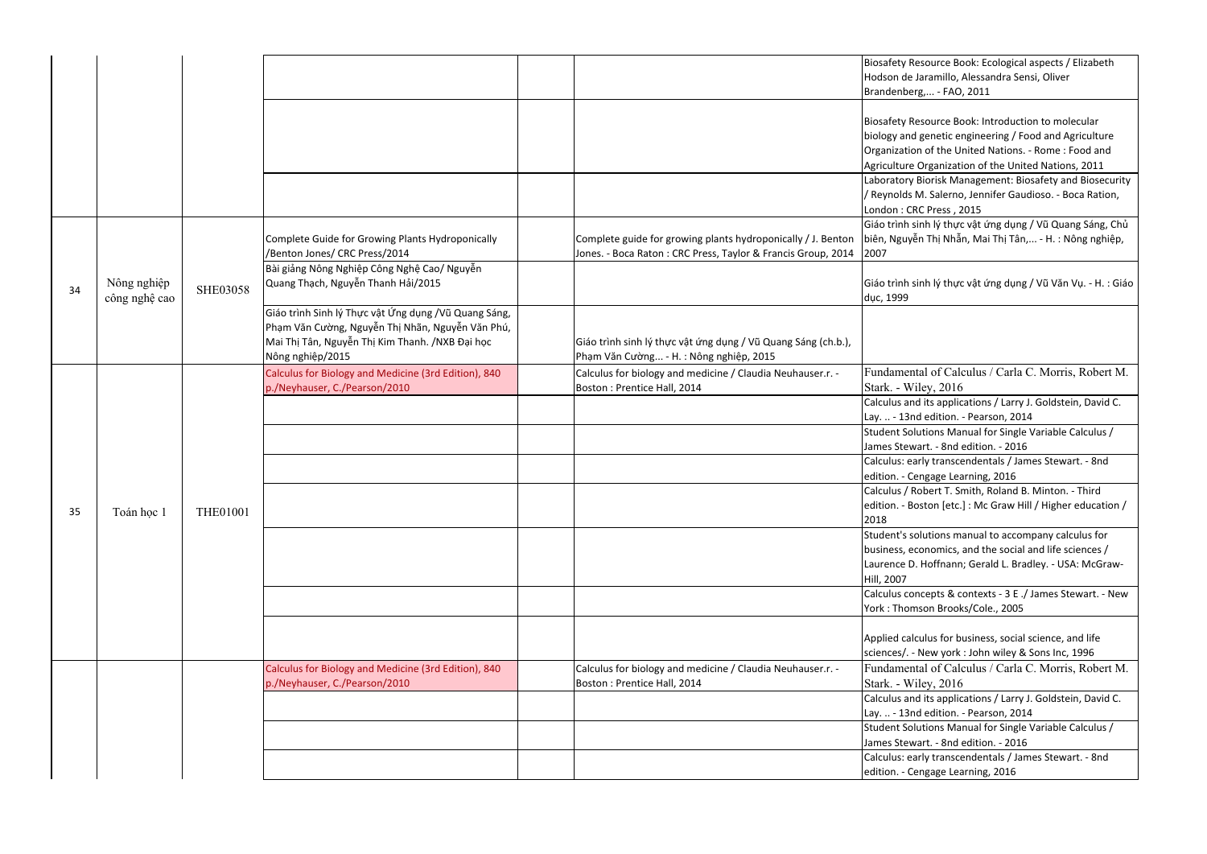| | | | | | | |
|---|---|---|---|---|---|---|
| | | | | | | Biosafety Resource Book: Ecological aspects / Elizabeth Hodson de Jaramillo, Alessandra Sensi, Oliver Brandenberg,... - FAO, 2011 |
| | | | | | | Biosafety Resource Book: Introduction to molecular biology and genetic engineering / Food and Agriculture Organization of the United Nations. - Rome : Food and Agriculture Organization of the United Nations, 2011 |
| | | | | | | Laboratory Biorisk Management: Biosafety and Biosecurity / Reynolds M. Salerno, Jennifer Gaudioso. - Boca Ration, London : CRC Press , 2015 |
| 34 | Nông nghiệp công nghệ cao | SHE03058 | Complete Guide for Growing Plants Hydroponically /Benton Jones/ CRC Press/2014 | | Complete guide for growing plants hydroponically / J. Benton Jones. - Boca Raton : CRC Press, Taylor & Francis Group, 2014 | Giáo trình sinh lý thực vật ứng dụng / Vũ Quang Sáng, Chủ biên, Nguyễn Thị Nhẫn, Mai Thị Tân,... - H. : Nông nghiệp, 2007 |
| | | | Bài giảng Nông Nghiệp Công Nghệ Cao/ Nguyễn Quang Thạch, Nguyễn Thanh Hải/2015 | | | Giáo trình sinh lý thực vật ứng dụng / Vũ Văn Vụ. - H. : Giáo dục, 1999 |
| | | | Giáo trình Sinh lý Thực vật Ứng dụng /Vũ Quang Sáng, Phạm Văn Cường, Nguyễn Thị Nhãn, Nguyễn Văn Phú, Mai Thị Tân, Nguyễn Thị Kim Thanh. /NXB Đại học Nông nghiệp/2015 | | Giáo trình sinh lý thực vật ứng dụng / Vũ Quang Sáng (ch.b.), Phạm Văn Cường... - H. : Nông nghiệp, 2015 | |
| 35 | Toán học 1 | THE01001 | Calculus for Biology and Medicine (3rd Edition), 840 p./Neyhauser, C./Pearson/2010 | | Calculus for biology and medicine / Claudia Neuhauser.r. - Boston : Prentice Hall, 2014 | Fundamental of Calculus / Carla C. Morris, Robert M. Stark. - Wiley, 2016 |
| | | | | | | Calculus and its applications / Larry J. Goldstein, David C. Lay. .. - 13nd edition. - Pearson, 2014 |
| | | | | | | Student Solutions Manual for Single Variable Calculus / James Stewart. - 8nd edition. - 2016 |
| | | | | | | Calculus: early transcendentals / James Stewart. - 8nd edition. - Cengage Learning, 2016 |
| | | | | | | Calculus / Robert T. Smith, Roland B. Minton. - Third edition. - Boston [etc.] : Mc Graw Hill / Higher education / 2018 |
| | | | | | | Student's solutions manual to accompany calculus for business, economics, and the social and life sciences / Laurence D. Hoffnann; Gerald L. Bradley. - USA: McGraw-Hill, 2007 |
| | | | | | | Calculus concepts & contexts - 3 E ./ James Stewart. - New York : Thomson Brooks/Cole., 2005 |
| | | | | | | Applied calculus for business, social science, and life sciences/. - New york : John wiley & Sons Inc, 1996 |
| | | | Calculus for Biology and Medicine (3rd Edition), 840 p./Neyhauser, C./Pearson/2010 | | Calculus for biology and medicine / Claudia Neuhauser.r. - Boston : Prentice Hall, 2014 | Fundamental of Calculus / Carla C. Morris, Robert M. Stark. - Wiley, 2016 |
| | | | | | | Calculus and its applications / Larry J. Goldstein, David C. Lay. .. - 13nd edition. - Pearson, 2014 |
| | | | | | | Student Solutions Manual for Single Variable Calculus / James Stewart. - 8nd edition. - 2016 |
| | | | | | | Calculus: early transcendentals / James Stewart. - 8nd edition. - Cengage Learning, 2016 |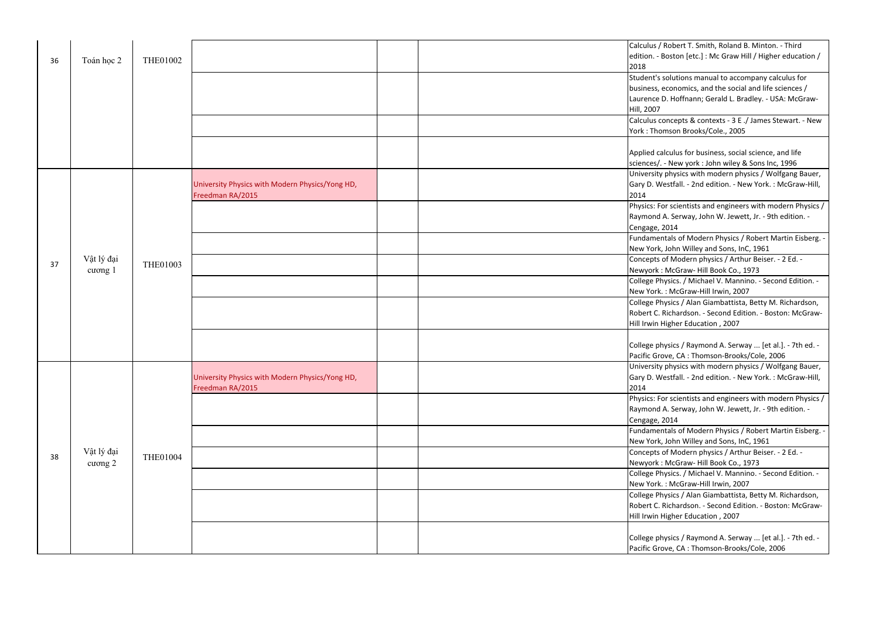| | | | | | | |
|---|---|---|---|---|---|---|
| 36 | Toán học 2 | THE01002 | | | | Calculus / Robert T. Smith, Roland B. Minton. - Third edition. - Boston [etc.] : Mc Graw Hill / Higher education / 2018 |
| | | | | | | Student's solutions manual to accompany calculus for business, economics, and the social and life sciences / Laurence D. Hoffnann; Gerald L. Bradley. - USA: McGraw-Hill, 2007 |
| | | | | | | Calculus concepts & contexts - 3 E ./ James Stewart. - New York : Thomson Brooks/Cole., 2005 |
| | | | | | | Applied calculus for business, social science, and life sciences/. - New york : John wiley & Sons Inc, 1996 |
| 37 | Vật lý đại cương 1 | THE01003 | University Physics with Modern Physics/Yong HD, Freedman RA/2015 | | | University physics with modern physics / Wolfgang Bauer, Gary D. Westfall. - 2nd edition. - New York. : McGraw-Hill, 2014 |
| | | | | | | Physics: For scientists and engineers with modern Physics / Raymond A. Serway, John W. Jewett, Jr. - 9th edition. - Cengage, 2014 |
| | | | | | | Fundamentals of Modern Physics / Robert Martin Eisberg. - New York, John Willey and Sons, InC, 1961 |
| | | | | | | Concepts of Modern physics / Arthur Beiser. - 2 Ed. - Newyork : McGraw- Hill Book Co., 1973 |
| | | | | | | College Physics. / Michael V. Mannino. - Second Edition. - New York. : McGraw-Hill Irwin, 2007 |
| | | | | | | College Physics / Alan Giambattista, Betty M. Richardson, Robert C. Richardson. - Second Edition. - Boston: McGraw-Hill Irwin Higher Education , 2007 |
| | | | | | | College physics / Raymond A. Serway ... [et al.]. - 7th ed. - Pacific Grove, CA : Thomson-Brooks/Cole, 2006 |
| 38 | Vật lý đại cương 2 | THE01004 | University Physics with Modern Physics/Yong HD, Freedman RA/2015 | | | University physics with modern physics / Wolfgang Bauer, Gary D. Westfall. - 2nd edition. - New York. : McGraw-Hill, 2014 |
| | | | | | | Physics: For scientists and engineers with modern Physics / Raymond A. Serway, John W. Jewett, Jr. - 9th edition. - Cengage, 2014 |
| | | | | | | Fundamentals of Modern Physics / Robert Martin Eisberg. - New York, John Willey and Sons, InC, 1961 |
| | | | | | | Concepts of Modern physics / Arthur Beiser. - 2 Ed. - Newyork : McGraw- Hill Book Co., 1973 |
| | | | | | | College Physics. / Michael V. Mannino. - Second Edition. - New York. : McGraw-Hill Irwin, 2007 |
| | | | | | | College Physics / Alan Giambattista, Betty M. Richardson, Robert C. Richardson. - Second Edition. - Boston: McGraw-Hill Irwin Higher Education , 2007 |
| | | | | | | College physics / Raymond A. Serway ... [et al.]. - 7th ed. - Pacific Grove, CA : Thomson-Brooks/Cole, 2006 |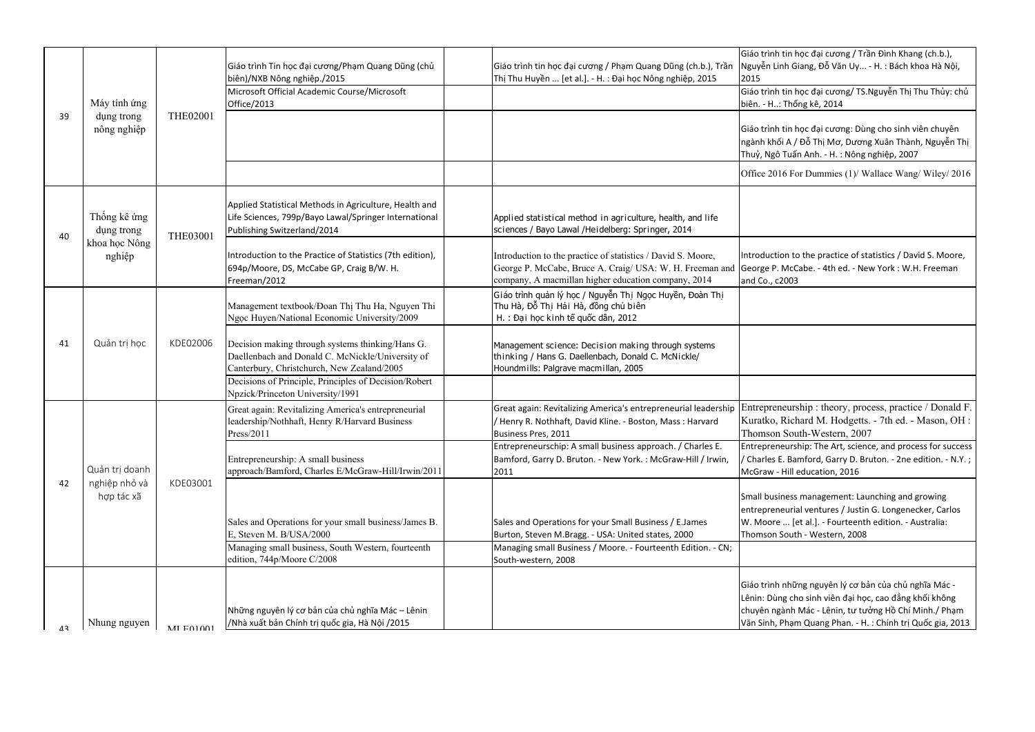| 39 | Máy tính ứng dụng trong nông nghiệp | THE02001 | Giáo trình Tin học đại cương/Phạm Quang Dũng (chủ biên)/NXB Nông nghiệp./2015 | | Giáo trình tin học đại cương / Phạm Quang Dũng (ch.b.), Trần Thị Thu Huyền ... [et al.]. - H. : Đại học Nông nghiệp, 2015 | Giáo trình tin học đại cương / Trần Đình Khang (ch.b.), Nguyễn Linh Giang, Đỗ Văn Uy... - H. : Bách khoa Hà Nội, 2015 |
|---|---|---|---|---|---|---|
| | | | Microsoft Official Academic Course/Microsoft Office/2013 | | | Giáo trình tin học đại cương/ TS.Nguyễn Thị Thu Thủy: chủ biên. - H..: Thống kê, 2014 |
| | | | | | | Giáo trình tin học đại cương: Dùng cho sinh viên chuyên ngành khối A / Đỗ Thị Mơ, Dương Xuân Thành, Nguyễn Thị Thuỷ, Ngô Tuấn Anh. - H. : Nông nghiệp, 2007 |
| | | | | | | Office 2016 For Dummies (1)/ Wallace Wang/ Wiley/ 2016 |
| 40 | Thống kê ứng dụng trong khoa học Nông nghiệp | THE03001 | Applied Statistical Methods in Agriculture, Health and Life Sciences, 799p/Bayo Lawal/Springer International Publishing Switzerland/2014 | | Applied statistical method in agriculture, health, and life sciences / Bayo Lawal /Heidelberg: Springer, 2014 | |
| | | | Introduction to the Practice of Statistics (7th edition), 694p/Moore, DS, McCabe GP, Craig B/W. H. Freeman/2012 | | Introduction to the practice of statistics / David S. Moore, George P. McCabe, Bruce A. Craig/ USA: W. H. Freeman and company, A macmillan higher education company, 2014 | Introduction to the practice of statistics / David S. Moore, George P. McCabe. - 4th ed. - New York : W.H. Freeman and Co., c2003 |
| 41 | Quản trị học | KDE02006 | Management textbook/Đoan Thị Thu Ha, Nguyen Thi Ngọc Huyen/National Economic University/2009 | | Giáo trình quản lý học / Nguyễn Thị Ngọc Huyền, Đoàn Thị Thu Hà, Đỗ Thị Hải Hà, đồng chủ biên H. : Đại học kinh tế quốc dân, 2012 | |
| | | | Decision making through systems thinking/Hans G. Daellenbach and Donald C. McNickle/University of Canterbury, Christchurch, New Zealand/2005 | | Management science: Decision making through systems thinking / Hans G. Daellenbach, Donald C. McNickle/ Houndmills: Palgrave macmillan, 2005 | |
| | | | Decisions of Principle, Principles of Decision/Robert Npzick/Princeton University/1991 | | | |
| 42 | Quản trị doanh nghiệp nhỏ và hợp tác xã | KDE03001 | Great again: Revitalizing America's entrepreneurial leadership/Nothhaft, Henry R/Harvard Business Press/2011 | | Great again: Revitalizing America's entrepreneurial leadership / Henry R. Nothhaft, David Kline. - Boston, Mass : Harvard Business Pres, 2011 | Entrepreneurship : theory, process, practice / Donald F. Kuratko, Richard M. Hodgetts. - 7th ed. - Mason, OH : Thomson South-Western, 2007 |
| | | | Entrepreneurship: A small business approach/Bamford, Charles E/McGraw-Hill/Irwin/2011 | | Entrepreneurschip: A small business approach. / Charles E. Bamford, Garry D. Bruton. - New York. : McGraw-Hill / Irwin, 2011 | Entrepreneurship: The Art, science, and process for success / Charles E. Bamford, Garry D. Bruton. - 2ne edition. - N.Y. ; McGraw - Hill education, 2016 |
| | | | Sales and Operations for your small business/James B. E, Steven M. B/USA/2000 | | Sales and Operations for your Small Business / E.James Burton, Steven M.Bragg. - USA: United states, 2000 | Small business management: Launching and growing entrepreneurial ventures / Justin G. Longenecker, Carlos W. Moore ... [et al.]. - Fourteenth edition. - Australia: Thomson South - Western, 2008 |
| | | | Managing small business, South Western, fourteenth edition, 744p/Moore C/2008 | | Managing small Business / Moore. - Fourteenth Edition. - CN; South-western, 2008 | |
| 43 | Nhung nguyen | MLE01001 | Những nguyên lý cơ bản của chủ nghĩa Mác – Lênin /Nhà xuất bản Chính trị quốc gia, Hà Nội /2015 | | | Giáo trình những nguyên lý cơ bản của chủ nghĩa Mác - Lênin: Dùng cho sinh viên đại học, cao đẳng khối không chuyên ngành Mác - Lênin, tư tưởng Hồ Chí Minh./ Phạm Văn Sinh, Phạm Quang Phan. - H. : Chính trị Quốc gia, 2013 |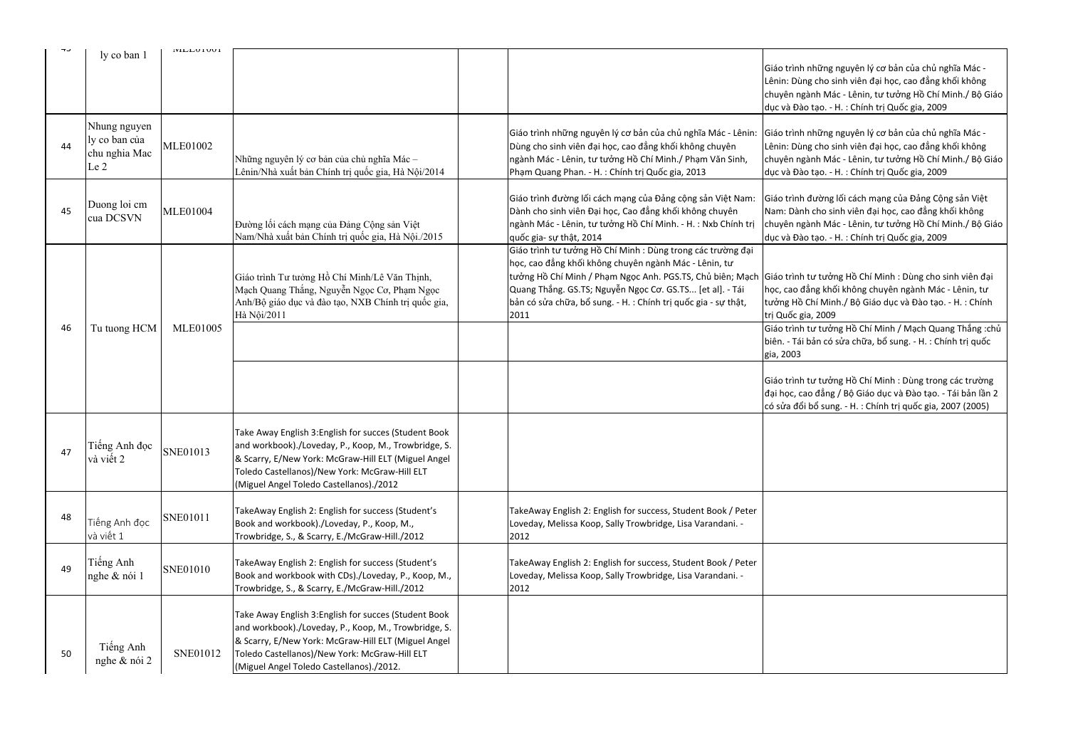| 43 | ly co ban 1 | MLE01001 | | | | Giáo trình những nguyên lý cơ bản của chủ nghĩa Mác - Lênin: Dùng cho sinh viên đại học, cao đẳng khối không chuyên ngành Mác - Lênin, tư tưởng Hồ Chí Minh./ Bộ Giáo dục và Đào tạo. - H. : Chính trị Quốc gia, 2009 |
|---|---|---|---|---|---|---|
| 44 | Nhung nguyen ly co ban của chu nghia Mac Le 2 | MLE01002 | Những nguyên lý cơ bản của chủ nghĩa Mác – Lênin/Nhà xuất bản Chính trị quốc gia, Hà Nội/2014 | | Giáo trình những nguyên lý cơ bản của chủ nghĩa Mác - Lênin: Dùng cho sinh viên đại học, cao đẳng khối không chuyên ngành Mác - Lênin, tư tưởng Hồ Chí Minh./ Phạm Văn Sinh, Phạm Quang Phan. - H. : Chính trị Quốc gia, 2013 | Giáo trình những nguyên lý cơ bản của chủ nghĩa Mác - Lênin: Dùng cho sinh viên đại học, cao đẳng khối không chuyên ngành Mác - Lênin, tư tưởng Hồ Chí Minh./ Bộ Giáo dục và Đào tạo. - H. : Chính trị Quốc gia, 2009 |
| 45 | Duong loi cm cua DCSVN | MLE01004 | Đường lối cách mạng của Đảng Cộng sản Việt Nam/Nhà xuất bản Chính trị quốc gia, Hà Nội./2015 | | Giáo trình đường lối cách mạng của Đảng cộng sản Việt Nam: Dành cho sinh viên Đại học, Cao đẳng khối không chuyên ngành Mác - Lênin, tư tưởng Hồ Chí Minh. - H. : Nxb Chính trị quốc gia- sự thật, 2014 | Giáo trình đường lối cách mạng của Đảng Cộng sản Việt Nam: Dành cho sinh viên đại học, cao đẳng khối không chuyên ngành Mác - Lênin, tư tưởng Hồ Chí Minh./ Bộ Giáo dục và Đào tạo. - H. : Chính trị Quốc gia, 2009 |
| 46 | Tu tuong HCM | MLE01005 | Giáo trình Tư tưởng Hồ Chí Minh/Lê Văn Thịnh, Mạch Quang Thắng, Nguyễn Ngọc Cơ, Phạm Ngọc Anh/Bộ giáo dục và đào tạo, NXB Chính trị quốc gia, Hà Nội/2011 | | Giáo trình tư tưởng Hồ Chí Minh : Dùng trong các trường đại học, cao đẳng khối không chuyên ngành Mác - Lênin, tư tưởng Hồ Chí Minh / Phạm Ngọc Anh. PGS.TS, Chủ biên; Mạch Quang Thắng. GS.TS; Nguyễn Ngọc Cơ. GS.TS... [et al]. - Tái bản có sửa chữa, bổ sung. - H. : Chính trị quốc gia - sự thật, 2011 | Giáo trình tư tưởng Hồ Chí Minh : Dùng cho sinh viên đại học, cao đẳng khối không chuyên ngành Mác - Lênin, tư tưởng Hồ Chí Minh./ Bộ Giáo dục và Đào tạo. - H. : Chính trị Quốc gia, 2009 |
| | | | | | | Giáo trình tư tưởng Hồ Chí Minh / Mạch Quang Thắng :chủ biên. - Tái bản có sửa chữa, bổ sung. - H. : Chính trị quốc gia, 2003 |
| | | | | | | Giáo trình tư tưởng Hồ Chí Minh : Dùng trong các trường đại học, cao đẳng / Bộ Giáo dục và Đào tạo. - Tái bản lần 2 có sửa đổi bổ sung. - H. : Chính trị quốc gia, 2007 (2005) |
| 47 | Tiếng Anh đọc và viết 2 | SNE01013 | Take Away English 3:English for succes (Student Book and workbook)./Loveday, P., Koop, M., Trowbridge, S. & Scarry, E/New York: McGraw-Hill ELT (Miguel Angel Toledo Castellanos)/New York: McGraw-Hill ELT (Miguel Angel Toledo Castellanos)./2012 | | | |
| 48 | Tiếng Anh đọc và viết 1 | SNE01011 | TakeAway English 2: English for success (Student's Book and workbook)./Loveday, P., Koop, M., Trowbridge, S., & Scarry, E./McGraw-Hill./2012 | | TakeAway English 2: English for success, Student Book / Peter Loveday, Melissa Koop, Sally Trowbridge, Lisa Varandani. - 2012 | |
| 49 | Tiếng Anh nghe & nói 1 | SNE01010 | TakeAway English 2: English for success (Student's Book and workbook with CDs)./Loveday, P., Koop, M., Trowbridge, S., & Scarry, E./McGraw-Hill./2012 | | TakeAway English 2: English for success, Student Book / Peter Loveday, Melissa Koop, Sally Trowbridge, Lisa Varandani. - 2012 | |
| 50 | Tiếng Anh nghe & nói 2 | SNE01012 | Take Away English 3:English for succes (Student Book and workbook)./Loveday, P., Koop, M., Trowbridge, S. & Scarry, E/New York: McGraw-Hill ELT (Miguel Angel Toledo Castellanos)/New York: McGraw-Hill ELT (Miguel Angel Toledo Castellanos)./2012. | | | |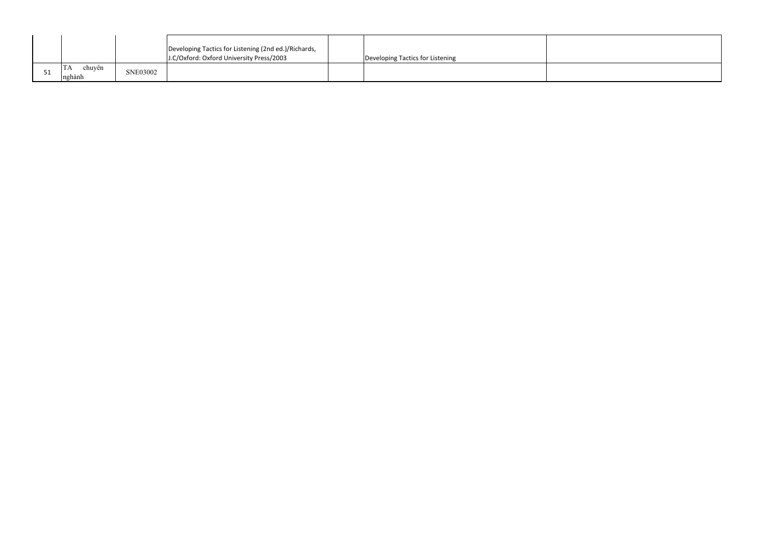| | | | | | | |
|---|---|---|---|---|---|---|
| | | | Developing Tactics for Listening (2nd ed.)/Richards, J.C/Oxford: Oxford University Press/2003 | | Developing Tactics for Listening | |
| 51 | TA chuyên nghành | SNE03002 | | | | |